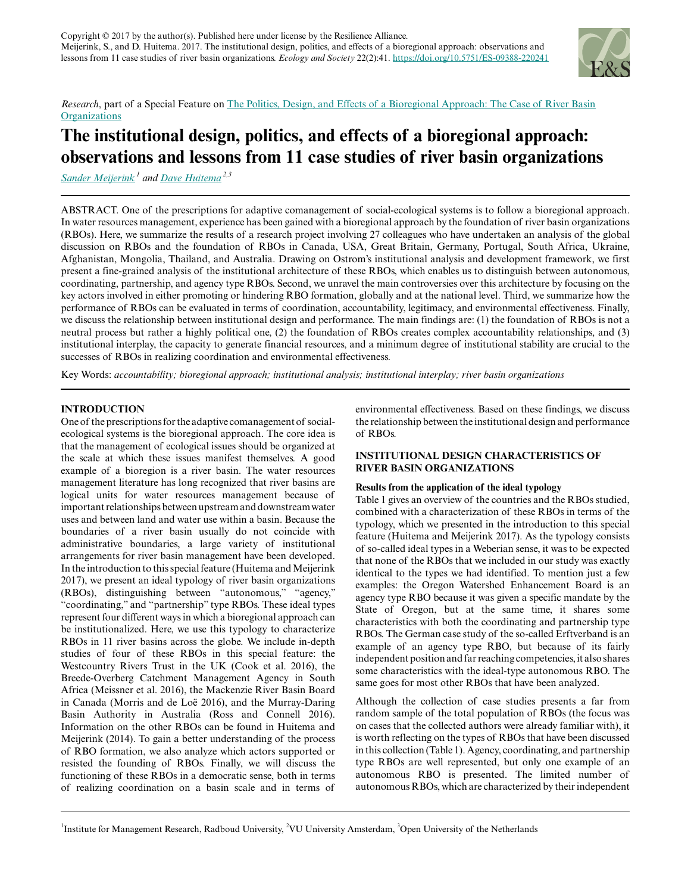Copyright © 2017 by the author(s). Published here under license by the Resilience Alliance.
Meijerink, S., and D. Huitema. 2017. The institutional design, politics, and effects of a bioregional approach: observations and lessons from 11 case studies of river basin organizations. *Ecology and Society* 22(2):41. https://doi.org/10.5751/ES-09388-220241

*Research*, part of a Special Feature on The Politics, Design, and Effects of a Bioregional Approach: The Case of River Basin Organizations

# The institutional design, politics, and effects of a bioregional approach: observations and lessons from 11 case studies of river basin organizations

*Sander Meijerink*[1] and *Dave Huitema*[2,3]

ABSTRACT. One of the prescriptions for adaptive comanagement of social-ecological systems is to follow a bioregional approach. In water resources management, experience has been gained with a bioregional approach by the foundation of river basin organizations (RBOs). Here, we summarize the results of a research project involving 27 colleagues who have undertaken an analysis of the global discussion on RBOs and the foundation of RBOs in Canada, USA, Great Britain, Germany, Portugal, South Africa, Ukraine, Afghanistan, Mongolia, Thailand, and Australia. Drawing on Ostrom's institutional analysis and development framework, we first present a fine-grained analysis of the institutional architecture of these RBOs, which enables us to distinguish between autonomous, coordinating, partnership, and agency type RBOs. Second, we unravel the main controversies over this architecture by focusing on the key actors involved in either promoting or hindering RBO formation, globally and at the national level. Third, we summarize how the performance of RBOs can be evaluated in terms of coordination, accountability, legitimacy, and environmental effectiveness. Finally, we discuss the relationship between institutional design and performance. The main findings are: (1) the foundation of RBOs is not a neutral process but rather a highly political one, (2) the foundation of RBOs creates complex accountability relationships, and (3) institutional interplay, the capacity to generate financial resources, and a minimum degree of institutional stability are crucial to the successes of RBOs in realizing coordination and environmental effectiveness.

Key Words: *accountability; bioregional approach; institutional analysis; institutional interplay; river basin organizations*

## INTRODUCTION

One of the prescriptions for the adaptive comanagement of social-ecological systems is the bioregional approach. The core idea is that the management of ecological issues should be organized at the scale at which these issues manifest themselves. A good example of a bioregion is a river basin. The water resources management literature has long recognized that river basins are logical units for water resources management because of important relationships between upstream and downstream water uses and between land and water use within a basin. Because the boundaries of a river basin usually do not coincide with administrative boundaries, a large variety of institutional arrangements for river basin management have been developed. In the introduction to this special feature (Huitema and Meijerink 2017), we present an ideal typology of river basin organizations (RBOs), distinguishing between "autonomous," "agency," "coordinating," and "partnership" type RBOs. These ideal types represent four different ways in which a bioregional approach can be institutionalized. Here, we use this typology to characterize RBOs in 11 river basins across the globe. We include in-depth studies of four of these RBOs in this special feature: the Westcountry Rivers Trust in the UK (Cook et al. 2016), the Breede-Overberg Catchment Management Agency in South Africa (Meissner et al. 2016), the Mackenzie River Basin Board in Canada (Morris and de Loë 2016), and the Murray-Daring Basin Authority in Australia (Ross and Connell 2016). Information on the other RBOs can be found in Huitema and Meijerink (2014). To gain a better understanding of the process of RBO formation, we also analyze which actors supported or resisted the founding of RBOs. Finally, we will discuss the functioning of these RBOs in a democratic sense, both in terms of realizing coordination on a basin scale and in terms of environmental effectiveness. Based on these findings, we discuss the relationship between the institutional design and performance of RBOs.

## INSTITUTIONAL DESIGN CHARACTERISTICS OF RIVER BASIN ORGANIZATIONS

### Results from the application of the ideal typology

Table 1 gives an overview of the countries and the RBOs studied, combined with a characterization of these RBOs in terms of the typology, which we presented in the introduction to this special feature (Huitema and Meijerink 2017). As the typology consists of so-called ideal types in a Weberian sense, it was to be expected that none of the RBOs that we included in our study was exactly identical to the types we had identified. To mention just a few examples: the Oregon Watershed Enhancement Board is an agency type RBO because it was given a specific mandate by the State of Oregon, but at the same time, it shares some characteristics with both the coordinating and partnership type RBOs. The German case study of the so-called Erftverband is an example of an agency type RBO, but because of its fairly independent position and far reaching competencies, it also shares some characteristics with the ideal-type autonomous RBO. The same goes for most other RBOs that have been analyzed.

Although the collection of case studies presents a far from random sample of the total population of RBOs (the focus was on cases that the collected authors were already familiar with), it is worth reflecting on the types of RBOs that have been discussed in this collection (Table 1). Agency, coordinating, and partnership type RBOs are well represented, but only one example of an autonomous RBO is presented. The limited number of autonomous RBOs, which are characterized by their independent

[1] Institute for Management Research, Radboud University, [2] VU University Amsterdam, [3] Open University of the Netherlands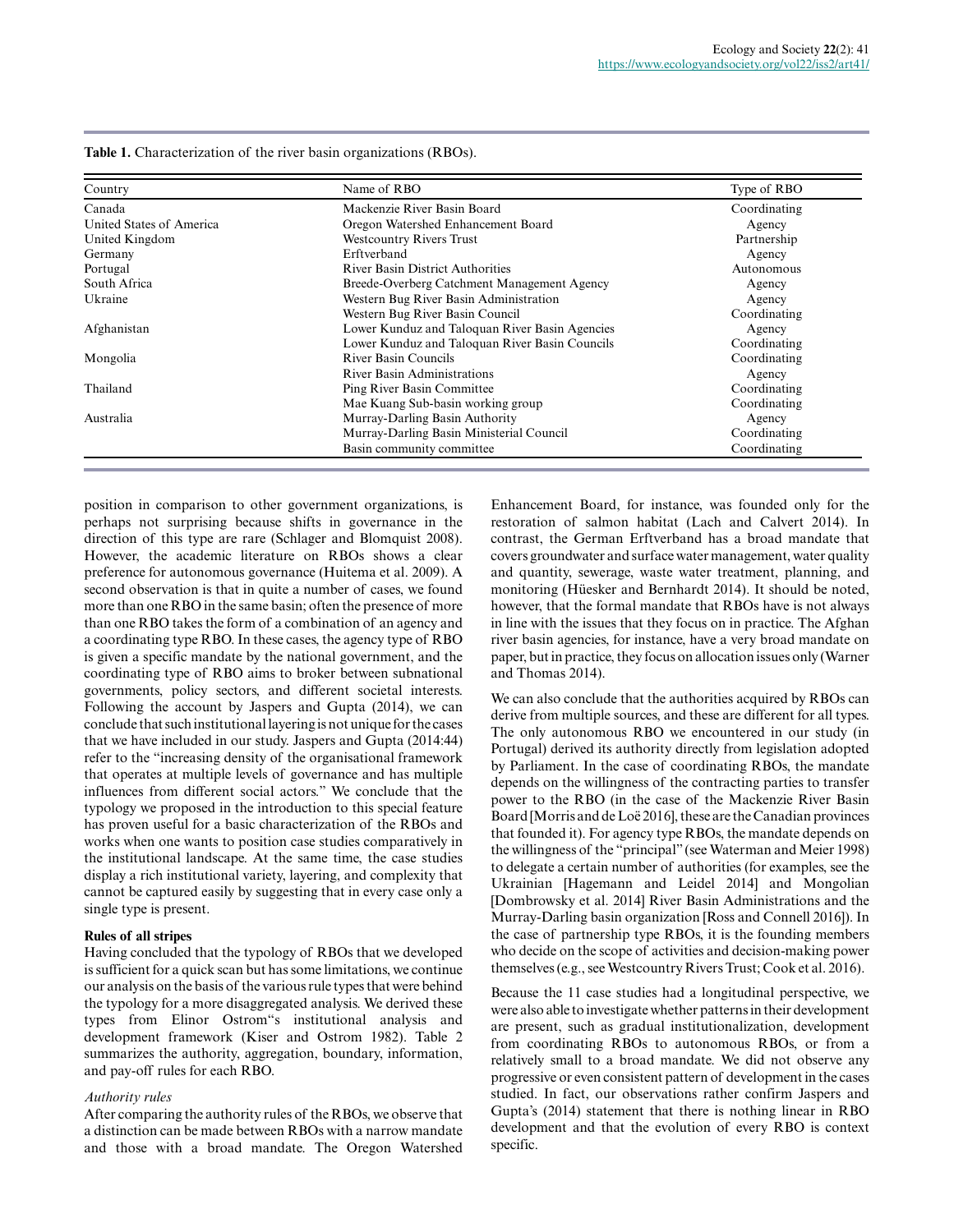**Table 1.** Characterization of the river basin organizations (RBOs).

| Country | Name of RBO | Type of RBO |
|---|---|---|
| Canada | Mackenzie River Basin Board | Coordinating |
| United States of America | Oregon Watershed Enhancement Board | Agency |
| United Kingdom | Westcountry Rivers Trust | Partnership |
| Germany | Erftverband | Agency |
| Portugal | River Basin District Authorities | Autonomous |
| South Africa | Breede-Overberg Catchment Management Agency | Agency |
| Ukraine | Western Bug River Basin Administration | Agency |
| | Western Bug River Basin Council | Coordinating |
| Afghanistan | Lower Kunduz and Taloquan River Basin Agencies | Agency |
| | Lower Kunduz and Taloquan River Basin Councils | Coordinating |
| Mongolia | River Basin Councils | Coordinating |
| | River Basin Administrations | Agency |
| Thailand | Ping River Basin Committee | Coordinating |
| | Mae Kuang Sub-basin working group | Coordinating |
| Australia | Murray-Darling Basin Authority | Agency |
| | Murray-Darling Basin Ministerial Council | Coordinating |
| | Basin community committee | Coordinating |

position in comparison to other government organizations, is perhaps not surprising because shifts in governance in the direction of this type are rare (Schlager and Blomquist 2008). However, the academic literature on RBOs shows a clear preference for autonomous governance (Huitema et al. 2009). A second observation is that in quite a number of cases, we found more than one RBO in the same basin; often the presence of more than one RBO takes the form of a combination of an agency and a coordinating type RBO. In these cases, the agency type of RBO is given a specific mandate by the national government, and the coordinating type of RBO aims to broker between subnational governments, policy sectors, and different societal interests. Following the account by Jaspers and Gupta (2014), we can conclude that such institutional layering is not unique for the cases that we have included in our study. Jaspers and Gupta (2014:44) refer to the "increasing density of the organisational framework that operates at multiple levels of governance and has multiple influences from different social actors." We conclude that the typology we proposed in the introduction to this special feature has proven useful for a basic characterization of the RBOs and works when one wants to position case studies comparatively in the institutional landscape. At the same time, the case studies display a rich institutional variety, layering, and complexity that cannot be captured easily by suggesting that in every case only a single type is present.

### Rules of all stripes

Having concluded that the typology of RBOs that we developed is sufficient for a quick scan but has some limitations, we continue our analysis on the basis of the various rule types that were behind the typology for a more disaggregated analysis. We derived these types from Elinor Ostrom"s institutional analysis and development framework (Kiser and Ostrom 1982). Table 2 summarizes the authority, aggregation, boundary, information, and pay-off rules for each RBO.

*Authority rules*

After comparing the authority rules of the RBOs, we observe that a distinction can be made between RBOs with a narrow mandate and those with a broad mandate. The Oregon Watershed Enhancement Board, for instance, was founded only for the restoration of salmon habitat (Lach and Calvert 2014). In contrast, the German Erftverband has a broad mandate that covers groundwater and surface water management, water quality and quantity, sewerage, waste water treatment, planning, and monitoring (Hüesker and Bernhardt 2014). It should be noted, however, that the formal mandate that RBOs have is not always in line with the issues that they focus on in practice. The Afghan river basin agencies, for instance, have a very broad mandate on paper, but in practice, they focus on allocation issues only (Warner and Thomas 2014).

We can also conclude that the authorities acquired by RBOs can derive from multiple sources, and these are different for all types. The only autonomous RBO we encountered in our study (in Portugal) derived its authority directly from legislation adopted by Parliament. In the case of coordinating RBOs, the mandate depends on the willingness of the contracting parties to transfer power to the RBO (in the case of the Mackenzie River Basin Board [Morris and de Loë 2016], these are the Canadian provinces that founded it). For agency type RBOs, the mandate depends on the willingness of the "principal" (see Waterman and Meier 1998) to delegate a certain number of authorities (for examples, see the Ukrainian [Hagemann and Leidel 2014] and Mongolian [Dombrowsky et al. 2014] River Basin Administrations and the Murray-Darling basin organization [Ross and Connell 2016]). In the case of partnership type RBOs, it is the founding members who decide on the scope of activities and decision-making power themselves (e.g., see Westcountry Rivers Trust; Cook et al. 2016).

Because the 11 case studies had a longitudinal perspective, we were also able to investigate whether patterns in their development are present, such as gradual institutionalization, development from coordinating RBOs to autonomous RBOs, or from a relatively small to a broad mandate. We did not observe any progressive or even consistent pattern of development in the cases studied. In fact, our observations rather confirm Jaspers and Gupta's (2014) statement that there is nothing linear in RBO development and that the evolution of every RBO is context specific.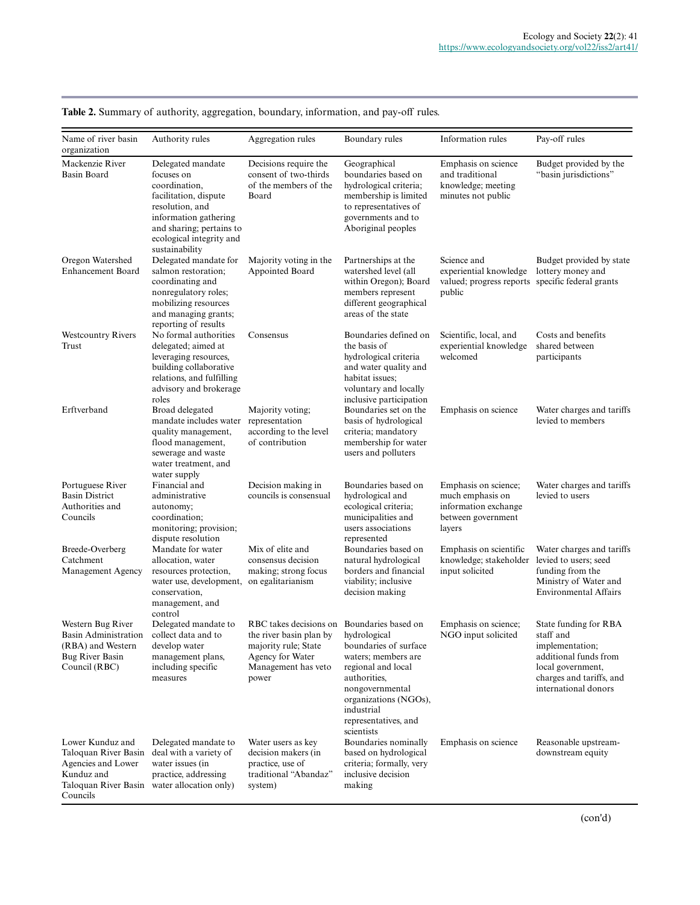**Table 2.** Summary of authority, aggregation, boundary, information, and pay-off rules.

| Name of river basin organization | Authority rules | Aggregation rules | Boundary rules | Information rules | Pay-off rules |
|---|---|---|---|---|---|
| Mackenzie River Basin Board | Delegated mandate focuses on coordination, facilitation, dispute resolution, and information gathering and sharing; pertains to ecological integrity and sustainability | Decisions require the consent of two-thirds of the members of the Board | Geographical boundaries based on hydrological criteria; membership is limited to representatives of governments and to Aboriginal peoples | Emphasis on science and traditional knowledge; meeting minutes not public | Budget provided by the "basin jurisdictions" |
| Oregon Watershed Enhancement Board | Delegated mandate for salmon restoration; coordinating and nonregulatory roles; mobilizing resources and managing grants; reporting of results | Majority voting in the Appointed Board | Partnerships at the watershed level (all within Oregon); Board members represent different geographical areas of the state | Science and experiential knowledge valued; progress reports public | Budget provided by state lottery money and specific federal grants |
| Westcountry Rivers Trust | No formal authorities delegated; aimed at leveraging resources, building collaborative relations, and fulfilling advisory and brokerage roles | Consensus | Boundaries defined on the basis of hydrological criteria and water quality and habitat issues; voluntary and locally inclusive participation | Scientific, local, and experiential knowledge welcomed | Costs and benefits shared between participants |
| Erftverband | Broad delegated mandate includes water quality management, flood management, sewerage and waste water treatment, and water supply | Majority voting; representation according to the level of contribution | Boundaries set on the basis of hydrological criteria; mandatory membership for water users and polluters | Emphasis on science | Water charges and tariffs levied to members |
| Portuguese River Basin District Authorities and Councils | Financial and administrative autonomy; coordination; monitoring; provision; dispute resolution | Decision making in councils is consensual | Boundaries based on hydrological and ecological criteria; municipalities and users associations represented | Emphasis on science; much emphasis on information exchange between government layers | Water charges and tariffs levied to users |
| Breede-Overberg Catchment Management Agency | Mandate for water allocation, water resources protection, water use, development, conservation, management, and control | Mix of elite and consensus decision making; strong focus on egalitarianism | Boundaries based on natural hydrological borders and financial viability; inclusive decision making | Emphasis on scientific knowledge; stakeholder input solicited | Water charges and tariffs levied to users; seed funding from the Ministry of Water and Environmental Affairs |
| Western Bug River Basin Administration (RBA) and Western Bug River Basin Council (RBC) | Delegated mandate to collect data and to develop water management plans, including specific measures | RBC takes decisions on the river basin plan by majority rule; State Agency for Water Management has veto power | Boundaries based on hydrological boundaries of surface waters; members are regional and local authorities, nongovernmental organizations (NGOs), industrial representatives, and scientists | Emphasis on science; NGO input solicited | State funding for RBA staff and implementation; additional funds from local government, charges and tariffs, and international donors |
| Lower Kunduz and Taloquan River Basin Agencies and Lower Kunduz and Taloquan River Basin Councils | Delegated mandate to deal with a variety of water issues (in practice, addressing water allocation only) | Water users as key decision makers (in practice, use of traditional "Abandaz" system) | Boundaries nominally based on hydrological criteria; formally, very inclusive decision making | Emphasis on science | Reasonable upstream-downstream equity |

(con'd)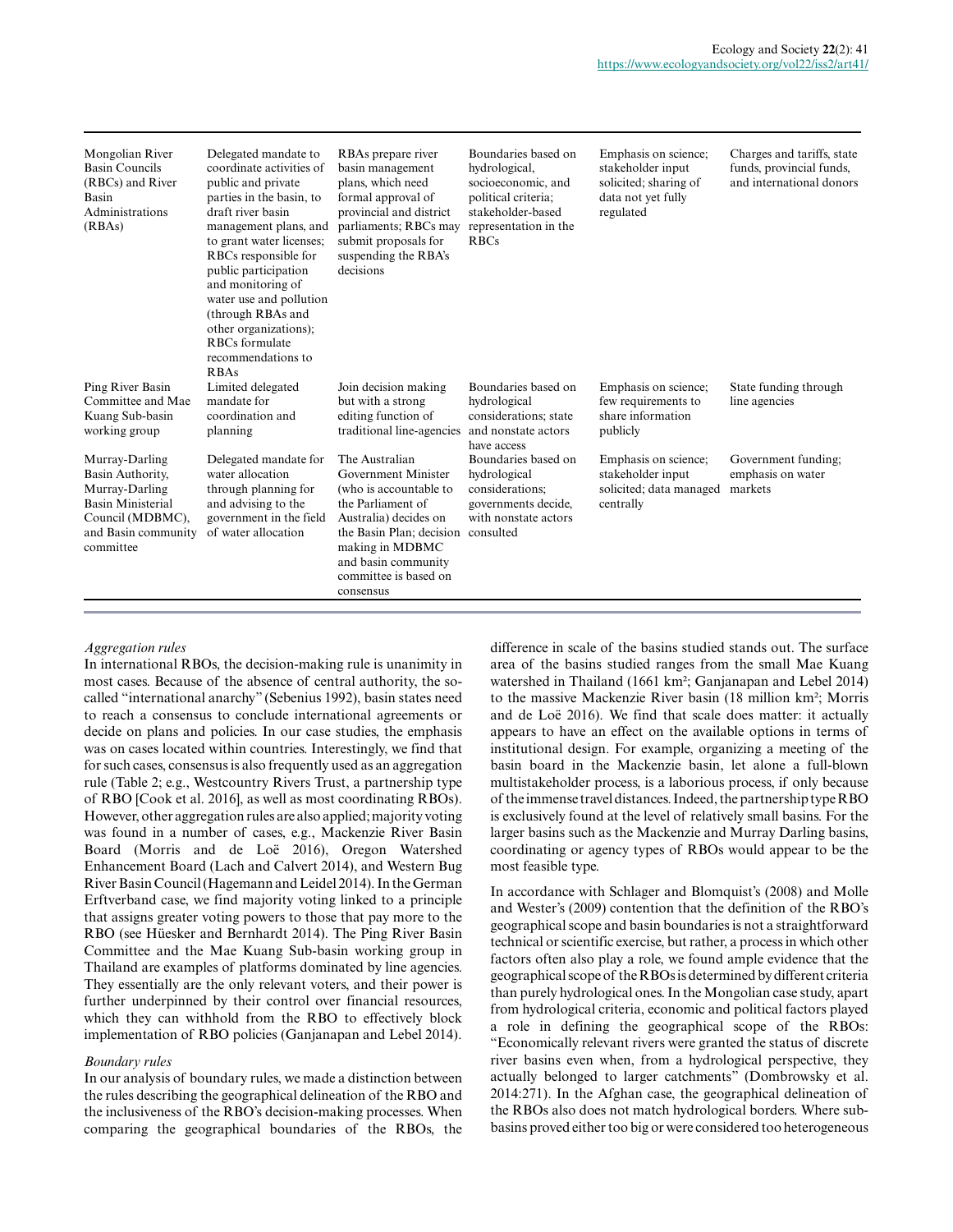| | | | | | |
|---|---|---|---|---|---|
| Mongolian River Basin Councils (RBCs) and River Basin Administrations (RBAs) | Delegated mandate to coordinate activities of public and private parties in the basin, to draft river basin management plans, and to grant water licenses; RBCs responsible for public participation and monitoring of water use and pollution (through RBAs and other organizations); RBCs formulate recommendations to RBAs | RBAs prepare river basin management plans, which need formal approval of provincial and district parliaments; RBCs may submit proposals for suspending the RBA's decisions | Boundaries based on hydrological, socioeconomic, and political criteria; stakeholder-based representation in the RBCs | Emphasis on science; stakeholder input solicited; sharing of data not yet fully regulated | Charges and tariffs, state funds, provincial funds, and international donors |
| Ping River Basin Committee and Mae Kuang Sub-basin working group | Limited delegated mandate for coordination and planning | Join decision making but with a strong editing function of traditional line-agencies | Boundaries based on hydrological considerations; state and nonstate actors have access | Emphasis on science; few requirements to share information publicly | State funding through line agencies |
| Murray-Darling Basin Authority, Murray-Darling Basin Ministerial Council (MDBMC), and Basin community committee | Delegated mandate for water allocation through planning for and advising to the government in the field of water allocation | The Australian Government Minister (who is accountable to the Parliament of Australia) decides on the Basin Plan; decision making in MDBMC and basin community committee is based on consensus | Boundaries based on hydrological considerations; governments decide, with nonstate actors consulted | Emphasis on science; stakeholder input solicited; data managed centrally | Government funding; emphasis on water markets |

*Aggregation rules*

In international RBOs, the decision-making rule is unanimity in most cases. Because of the absence of central authority, the so-called "international anarchy" (Sebenius 1992), basin states need to reach a consensus to conclude international agreements or decide on plans and policies. In our case studies, the emphasis was on cases located within countries. Interestingly, we find that for such cases, consensus is also frequently used as an aggregation rule (Table 2; e.g., Westcountry Rivers Trust, a partnership type of RBO [Cook et al. 2016], as well as most coordinating RBOs). However, other aggregation rules are also applied; majority voting was found in a number of cases, e.g., Mackenzie River Basin Board (Morris and de Loë 2016), Oregon Watershed Enhancement Board (Lach and Calvert 2014), and Western Bug River Basin Council (Hagemann and Leidel 2014). In the German Erftverband case, we find majority voting linked to a principle that assigns greater voting powers to those that pay more to the RBO (see Hüesker and Bernhardt 2014). The Ping River Basin Committee and the Mae Kuang Sub-basin working group in Thailand are examples of platforms dominated by line agencies. They essentially are the only relevant voters, and their power is further underpinned by their control over financial resources, which they can withhold from the RBO to effectively block implementation of RBO policies (Ganjanapan and Lebel 2014).

*Boundary rules*

In our analysis of boundary rules, we made a distinction between the rules describing the geographical delineation of the RBO and the inclusiveness of the RBO's decision-making processes. When comparing the geographical boundaries of the RBOs, the difference in scale of the basins studied stands out. The surface area of the basins studied ranges from the small Mae Kuang watershed in Thailand (1661 km²; Ganjanapan and Lebel 2014) to the massive Mackenzie River basin (18 million km²; Morris and de Loë 2016). We find that scale does matter: it actually appears to have an effect on the available options in terms of institutional design. For example, organizing a meeting of the basin board in the Mackenzie basin, let alone a full-blown multistakeholder process, is a laborious process, if only because of the immense travel distances. Indeed, the partnership type RBO is exclusively found at the level of relatively small basins. For the larger basins such as the Mackenzie and Murray Darling basins, coordinating or agency types of RBOs would appear to be the most feasible type.

In accordance with Schlager and Blomquist's (2008) and Molle and Wester's (2009) contention that the definition of the RBO's geographical scope and basin boundaries is not a straightforward technical or scientific exercise, but rather, a process in which other factors often also play a role, we found ample evidence that the geographical scope of the RBOs is determined by different criteria than purely hydrological ones. In the Mongolian case study, apart from hydrological criteria, economic and political factors played a role in defining the geographical scope of the RBOs: "Economically relevant rivers were granted the status of discrete river basins even when, from a hydrological perspective, they actually belonged to larger catchments" (Dombrowsky et al. 2014:271). In the Afghan case, the geographical delineation of the RBOs also does not match hydrological borders. Where sub-basins proved either too big or were considered too heterogeneous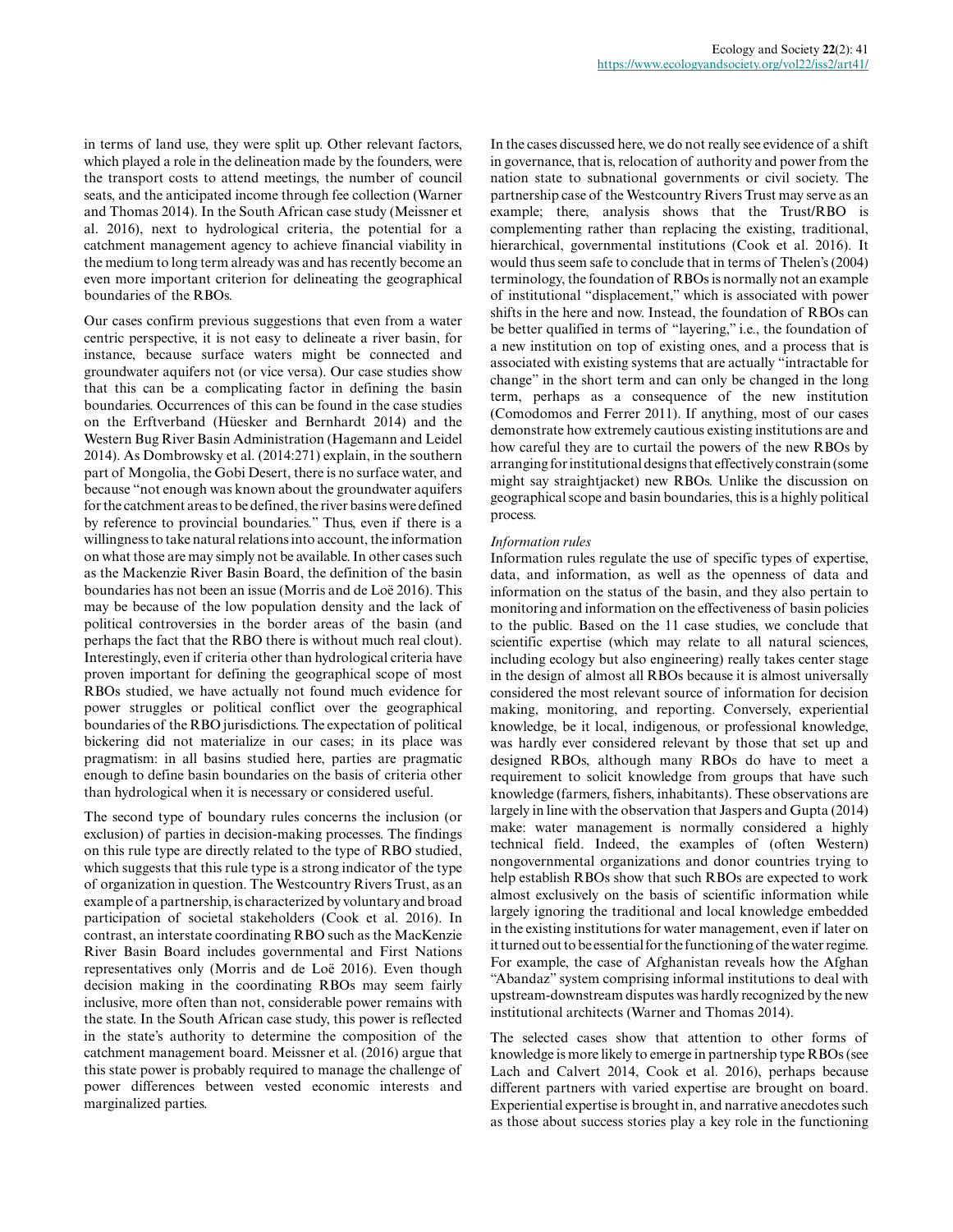in terms of land use, they were split up. Other relevant factors, which played a role in the delineation made by the founders, were the transport costs to attend meetings, the number of council seats, and the anticipated income through fee collection (Warner and Thomas 2014). In the South African case study (Meissner et al. 2016), next to hydrological criteria, the potential for a catchment management agency to achieve financial viability in the medium to long term already was and has recently become an even more important criterion for delineating the geographical boundaries of the RBOs.

Our cases confirm previous suggestions that even from a water centric perspective, it is not easy to delineate a river basin, for instance, because surface waters might be connected and groundwater aquifers not (or vice versa). Our case studies show that this can be a complicating factor in defining the basin boundaries. Occurrences of this can be found in the case studies on the Erftverband (Hüesker and Bernhardt 2014) and the Western Bug River Basin Administration (Hagemann and Leidel 2014). As Dombrowsky et al. (2014:271) explain, in the southern part of Mongolia, the Gobi Desert, there is no surface water, and because "not enough was known about the groundwater aquifers for the catchment areas to be defined, the river basins were defined by reference to provincial boundaries." Thus, even if there is a willingness to take natural relations into account, the information on what those are may simply not be available. In other cases such as the Mackenzie River Basin Board, the definition of the basin boundaries has not been an issue (Morris and de Loë 2016). This may be because of the low population density and the lack of political controversies in the border areas of the basin (and perhaps the fact that the RBO there is without much real clout). Interestingly, even if criteria other than hydrological criteria have proven important for defining the geographical scope of most RBOs studied, we have actually not found much evidence for power struggles or political conflict over the geographical boundaries of the RBO jurisdictions. The expectation of political bickering did not materialize in our cases; in its place was pragmatism: in all basins studied here, parties are pragmatic enough to define basin boundaries on the basis of criteria other than hydrological when it is necessary or considered useful.

The second type of boundary rules concerns the inclusion (or exclusion) of parties in decision-making processes. The findings on this rule type are directly related to the type of RBO studied, which suggests that this rule type is a strong indicator of the type of organization in question. The Westcountry Rivers Trust, as an example of a partnership, is characterized by voluntary and broad participation of societal stakeholders (Cook et al. 2016). In contrast, an interstate coordinating RBO such as the MacKenzie River Basin Board includes governmental and First Nations representatives only (Morris and de Loë 2016). Even though decision making in the coordinating RBOs may seem fairly inclusive, more often than not, considerable power remains with the state. In the South African case study, this power is reflected in the state's authority to determine the composition of the catchment management board. Meissner et al. (2016) argue that this state power is probably required to manage the challenge of power differences between vested economic interests and marginalized parties.

In the cases discussed here, we do not really see evidence of a shift in governance, that is, relocation of authority and power from the nation state to subnational governments or civil society. The partnership case of the Westcountry Rivers Trust may serve as an example; there, analysis shows that the Trust/RBO is complementing rather than replacing the existing, traditional, hierarchical, governmental institutions (Cook et al. 2016). It would thus seem safe to conclude that in terms of Thelen's (2004) terminology, the foundation of RBOs is normally not an example of institutional "displacement," which is associated with power shifts in the here and now. Instead, the foundation of RBOs can be better qualified in terms of "layering," i.e., the foundation of a new institution on top of existing ones, and a process that is associated with existing systems that are actually "intractable for change" in the short term and can only be changed in the long term, perhaps as a consequence of the new institution (Comodomos and Ferrer 2011). If anything, most of our cases demonstrate how extremely cautious existing institutions are and how careful they are to curtail the powers of the new RBOs by arranging for institutional designs that effectively constrain (some might say straightjacket) new RBOs. Unlike the discussion on geographical scope and basin boundaries, this is a highly political process.

*Information rules*

Information rules regulate the use of specific types of expertise, data, and information, as well as the openness of data and information on the status of the basin, and they also pertain to monitoring and information on the effectiveness of basin policies to the public. Based on the 11 case studies, we conclude that scientific expertise (which may relate to all natural sciences, including ecology but also engineering) really takes center stage in the design of almost all RBOs because it is almost universally considered the most relevant source of information for decision making, monitoring, and reporting. Conversely, experiential knowledge, be it local, indigenous, or professional knowledge, was hardly ever considered relevant by those that set up and designed RBOs, although many RBOs do have to meet a requirement to solicit knowledge from groups that have such knowledge (farmers, fishers, inhabitants). These observations are largely in line with the observation that Jaspers and Gupta (2014) make: water management is normally considered a highly technical field. Indeed, the examples of (often Western) nongovernmental organizations and donor countries trying to help establish RBOs show that such RBOs are expected to work almost exclusively on the basis of scientific information while largely ignoring the traditional and local knowledge embedded in the existing institutions for water management, even if later on it turned out to be essential for the functioning of the water regime. For example, the case of Afghanistan reveals how the Afghan "Abandaz" system comprising informal institutions to deal with upstream-downstream disputes was hardly recognized by the new institutional architects (Warner and Thomas 2014).

The selected cases show that attention to other forms of knowledge is more likely to emerge in partnership type RBOs (see Lach and Calvert 2014, Cook et al. 2016), perhaps because different partners with varied expertise are brought on board. Experiential expertise is brought in, and narrative anecdotes such as those about success stories play a key role in the functioning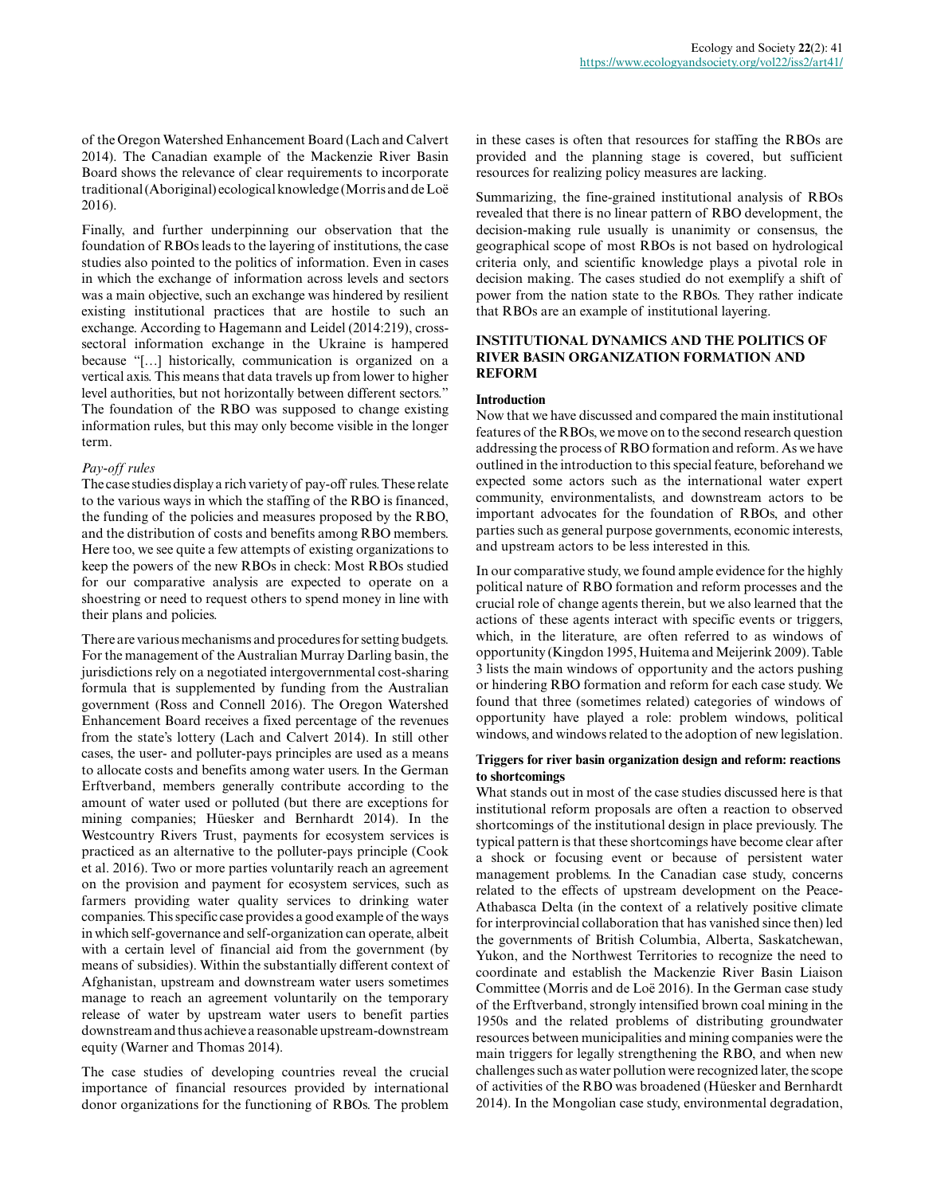of the Oregon Watershed Enhancement Board (Lach and Calvert 2014). The Canadian example of the Mackenzie River Basin Board shows the relevance of clear requirements to incorporate traditional (Aboriginal) ecological knowledge (Morris and de Loë 2016).

Finally, and further underpinning our observation that the foundation of RBOs leads to the layering of institutions, the case studies also pointed to the politics of information. Even in cases in which the exchange of information across levels and sectors was a main objective, such an exchange was hindered by resilient existing institutional practices that are hostile to such an exchange. According to Hagemann and Leidel (2014:219), cross-sectoral information exchange in the Ukraine is hampered because "[…] historically, communication is organized on a vertical axis. This means that data travels up from lower to higher level authorities, but not horizontally between different sectors." The foundation of the RBO was supposed to change existing information rules, but this may only become visible in the longer term.

*Pay-off rules*

The case studies display a rich variety of pay-off rules. These relate to the various ways in which the staffing of the RBO is financed, the funding of the policies and measures proposed by the RBO, and the distribution of costs and benefits among RBO members. Here too, we see quite a few attempts of existing organizations to keep the powers of the new RBOs in check: Most RBOs studied for our comparative analysis are expected to operate on a shoestring or need to request others to spend money in line with their plans and policies.

There are various mechanisms and procedures for setting budgets. For the management of the Australian Murray Darling basin, the jurisdictions rely on a negotiated intergovernmental cost-sharing formula that is supplemented by funding from the Australian government (Ross and Connell 2016). The Oregon Watershed Enhancement Board receives a fixed percentage of the revenues from the state's lottery (Lach and Calvert 2014). In still other cases, the user- and polluter-pays principles are used as a means to allocate costs and benefits among water users. In the German Erftverband, members generally contribute according to the amount of water used or polluted (but there are exceptions for mining companies; Hüesker and Bernhardt 2014). In the Westcountry Rivers Trust, payments for ecosystem services is practiced as an alternative to the polluter-pays principle (Cook et al. 2016). Two or more parties voluntarily reach an agreement on the provision and payment for ecosystem services, such as farmers providing water quality services to drinking water companies. This specific case provides a good example of the ways in which self-governance and self-organization can operate, albeit with a certain level of financial aid from the government (by means of subsidies). Within the substantially different context of Afghanistan, upstream and downstream water users sometimes manage to reach an agreement voluntarily on the temporary release of water by upstream water users to benefit parties downstream and thus achieve a reasonable upstream-downstream equity (Warner and Thomas 2014).

The case studies of developing countries reveal the crucial importance of financial resources provided by international donor organizations for the functioning of RBOs. The problem in these cases is often that resources for staffing the RBOs are provided and the planning stage is covered, but sufficient resources for realizing policy measures are lacking.

Summarizing, the fine-grained institutional analysis of RBOs revealed that there is no linear pattern of RBO development, the decision-making rule usually is unanimity or consensus, the geographical scope of most RBOs is not based on hydrological criteria only, and scientific knowledge plays a pivotal role in decision making. The cases studied do not exemplify a shift of power from the nation state to the RBOs. They rather indicate that RBOs are an example of institutional layering.

## INSTITUTIONAL DYNAMICS AND THE POLITICS OF RIVER BASIN ORGANIZATION FORMATION AND REFORM

### Introduction

Now that we have discussed and compared the main institutional features of the RBOs, we move on to the second research question addressing the process of RBO formation and reform. As we have outlined in the introduction to this special feature, beforehand we expected some actors such as the international water expert community, environmentalists, and downstream actors to be important advocates for the foundation of RBOs, and other parties such as general purpose governments, economic interests, and upstream actors to be less interested in this.

In our comparative study, we found ample evidence for the highly political nature of RBO formation and reform processes and the crucial role of change agents therein, but we also learned that the actions of these agents interact with specific events or triggers, which, in the literature, are often referred to as windows of opportunity (Kingdon 1995, Huitema and Meijerink 2009). Table 3 lists the main windows of opportunity and the actors pushing or hindering RBO formation and reform for each case study. We found that three (sometimes related) categories of windows of opportunity have played a role: problem windows, political windows, and windows related to the adoption of new legislation.

### Triggers for river basin organization design and reform: reactions to shortcomings

What stands out in most of the case studies discussed here is that institutional reform proposals are often a reaction to observed shortcomings of the institutional design in place previously. The typical pattern is that these shortcomings have become clear after a shock or focusing event or because of persistent water management problems. In the Canadian case study, concerns related to the effects of upstream development on the Peace-Athabasca Delta (in the context of a relatively positive climate for interprovincial collaboration that has vanished since then) led the governments of British Columbia, Alberta, Saskatchewan, Yukon, and the Northwest Territories to recognize the need to coordinate and establish the Mackenzie River Basin Liaison Committee (Morris and de Loë 2016). In the German case study of the Erftverband, strongly intensified brown coal mining in the 1950s and the related problems of distributing groundwater resources between municipalities and mining companies were the main triggers for legally strengthening the RBO, and when new challenges such as water pollution were recognized later, the scope of activities of the RBO was broadened (Hüesker and Bernhardt 2014). In the Mongolian case study, environmental degradation,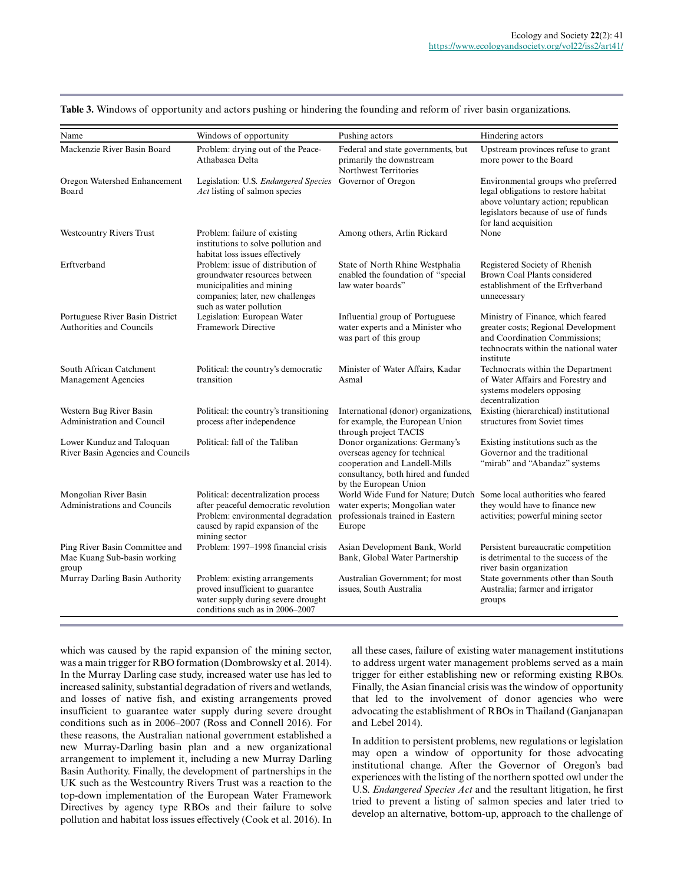**Table 3.** Windows of opportunity and actors pushing or hindering the founding and reform of river basin organizations.

| Name | Windows of opportunity | Pushing actors | Hindering actors |
|---|---|---|---|
| Mackenzie River Basin Board | Problem: drying out of the Peace-Athabasca Delta | Federal and state governments, but primarily the downstream Northwest Territories | Upstream provinces refuse to grant more power to the Board |
| Oregon Watershed Enhancement Board | Legislation: U.S. *Endangered Species Act* listing of salmon species | Governor of Oregon | Environmental groups who preferred legal obligations to restore habitat above voluntary action; republican legislators because of use of funds for land acquisition |
| Westcountry Rivers Trust | Problem: failure of existing institutions to solve pollution and habitat loss issues effectively | Among others, Arlin Rickard | None |
| Erftverband | Problem: issue of distribution of groundwater resources between municipalities and mining companies; later, new challenges such as water pollution | State of North Rhine Westphalia enabled the foundation of "special law water boards" | Registered Society of Rhenish Brown Coal Plants considered establishment of the Erftverband unnecessary |
| Portuguese River Basin District Authorities and Councils | Legislation: European Water Framework Directive | Influential group of Portuguese water experts and a Minister who was part of this group | Ministry of Finance, which feared greater costs; Regional Development and Coordination Commissions; technocrats within the national water institute |
| South African Catchment Management Agencies | Political: the country's democratic transition | Minister of Water Affairs, Kadar Asmal | Technocrats within the Department of Water Affairs and Forestry and systems modelers opposing decentralization |
| Western Bug River Basin Administration and Council | Political: the country's transitioning process after independence | International (donor) organizations, for example, the European Union through project TACIS | Existing (hierarchical) institutional structures from Soviet times |
| Lower Kunduz and Taloquan River Basin Agencies and Councils | Political: fall of the Taliban | Donor organizations: Germany's overseas agency for technical cooperation and Landell-Mills consultancy, both hired and funded by the European Union | Existing institutions such as the Governor and the traditional "mirab" and "Abandaz" systems |
| Mongolian River Basin Administrations and Councils | Political: decentralization process after peaceful democratic revolution Problem: environmental degradation caused by rapid expansion of the mining sector | World Wide Fund for Nature; Dutch water experts; Mongolian water professionals trained in Eastern Europe | Some local authorities who feared they would have to finance new activities; powerful mining sector |
| Ping River Basin Committee and Mae Kuang Sub-basin working group | Problem: 1997–1998 financial crisis | Asian Development Bank, World Bank, Global Water Partnership | Persistent bureaucratic competition is detrimental to the success of the river basin organization |
| Murray Darling Basin Authority | Problem: existing arrangements proved insufficient to guarantee water supply during severe drought conditions such as in 2006–2007 | Australian Government; for most issues, South Australia | State governments other than South Australia; farmer and irrigator groups |

which was caused by the rapid expansion of the mining sector, was a main trigger for RBO formation (Dombrowsky et al. 2014). In the Murray Darling case study, increased water use has led to increased salinity, substantial degradation of rivers and wetlands, and losses of native fish, and existing arrangements proved insufficient to guarantee water supply during severe drought conditions such as in 2006–2007 (Ross and Connell 2016). For these reasons, the Australian national government established a new Murray-Darling basin plan and a new organizational arrangement to implement it, including a new Murray Darling Basin Authority. Finally, the development of partnerships in the UK such as the Westcountry Rivers Trust was a reaction to the top-down implementation of the European Water Framework Directives by agency type RBOs and their failure to solve pollution and habitat loss issues effectively (Cook et al. 2016). In all these cases, failure of existing water management institutions to address urgent water management problems served as a main trigger for either establishing new or reforming existing RBOs. Finally, the Asian financial crisis was the window of opportunity that led to the involvement of donor agencies who were advocating the establishment of RBOs in Thailand (Ganjanapan and Lebel 2014).

In addition to persistent problems, new regulations or legislation may open a window of opportunity for those advocating institutional change. After the Governor of Oregon's bad experiences with the listing of the northern spotted owl under the U.S. *Endangered Species Act* and the resultant litigation, he first tried to prevent a listing of salmon species and later tried to develop an alternative, bottom-up, approach to the challenge of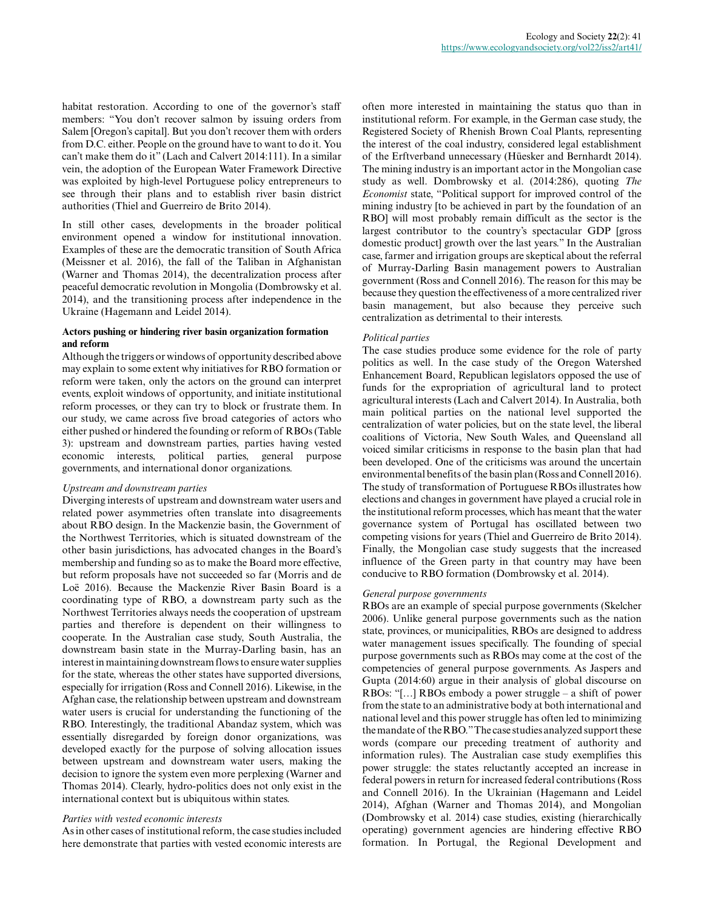habitat restoration. According to one of the governor's staff members: "You don't recover salmon by issuing orders from Salem [Oregon's capital]. But you don't recover them with orders from D.C. either. People on the ground have to want to do it. You can't make them do it" (Lach and Calvert 2014:111). In a similar vein, the adoption of the European Water Framework Directive was exploited by high-level Portuguese policy entrepreneurs to see through their plans and to establish river basin district authorities (Thiel and Guerreiro de Brito 2014).

In still other cases, developments in the broader political environment opened a window for institutional innovation. Examples of these are the democratic transition of South Africa (Meissner et al. 2016), the fall of the Taliban in Afghanistan (Warner and Thomas 2014), the decentralization process after peaceful democratic revolution in Mongolia (Dombrowsky et al. 2014), and the transitioning process after independence in the Ukraine (Hagemann and Leidel 2014).

### Actors pushing or hindering river basin organization formation and reform

Although the triggers or windows of opportunity described above may explain to some extent why initiatives for RBO formation or reform were taken, only the actors on the ground can interpret events, exploit windows of opportunity, and initiate institutional reform processes, or they can try to block or frustrate them. In our study, we came across five broad categories of actors who either pushed or hindered the founding or reform of RBOs (Table 3): upstream and downstream parties, parties having vested economic interests, political parties, general purpose governments, and international donor organizations.

*Upstream and downstream parties*

Diverging interests of upstream and downstream water users and related power asymmetries often translate into disagreements about RBO design. In the Mackenzie basin, the Government of the Northwest Territories, which is situated downstream of the other basin jurisdictions, has advocated changes in the Board's membership and funding so as to make the Board more effective, but reform proposals have not succeeded so far (Morris and de Loë 2016). Because the Mackenzie River Basin Board is a coordinating type of RBO, a downstream party such as the Northwest Territories always needs the cooperation of upstream parties and therefore is dependent on their willingness to cooperate. In the Australian case study, South Australia, the downstream basin state in the Murray-Darling basin, has an interest in maintaining downstream flows to ensure water supplies for the state, whereas the other states have supported diversions, especially for irrigation (Ross and Connell 2016). Likewise, in the Afghan case, the relationship between upstream and downstream water users is crucial for understanding the functioning of the RBO. Interestingly, the traditional Abandaz system, which was essentially disregarded by foreign donor organizations, was developed exactly for the purpose of solving allocation issues between upstream and downstream water users, making the decision to ignore the system even more perplexing (Warner and Thomas 2014). Clearly, hydro-politics does not only exist in the international context but is ubiquitous within states.

*Parties with vested economic interests*

As in other cases of institutional reform, the case studies included here demonstrate that parties with vested economic interests are often more interested in maintaining the status quo than in institutional reform. For example, in the German case study, the Registered Society of Rhenish Brown Coal Plants, representing the interest of the coal industry, considered legal establishment of the Erftverband unnecessary (Hüesker and Bernhardt 2014). The mining industry is an important actor in the Mongolian case study as well. Dombrowsky et al. (2014:286), quoting *The Economist* state, "Political support for improved control of the mining industry [to be achieved in part by the foundation of an RBO] will most probably remain difficult as the sector is the largest contributor to the country's spectacular GDP [gross domestic product] growth over the last years." In the Australian case, farmer and irrigation groups are skeptical about the referral of Murray-Darling Basin management powers to Australian government (Ross and Connell 2016). The reason for this may be because they question the effectiveness of a more centralized river basin management, but also because they perceive such centralization as detrimental to their interests.

*Political parties*

The case studies produce some evidence for the role of party politics as well. In the case study of the Oregon Watershed Enhancement Board, Republican legislators opposed the use of funds for the expropriation of agricultural land to protect agricultural interests (Lach and Calvert 2014). In Australia, both main political parties on the national level supported the centralization of water policies, but on the state level, the liberal coalitions of Victoria, New South Wales, and Queensland all voiced similar criticisms in response to the basin plan that had been developed. One of the criticisms was around the uncertain environmental benefits of the basin plan (Ross and Connell 2016). The study of transformation of Portuguese RBOs illustrates how elections and changes in government have played a crucial role in the institutional reform processes, which has meant that the water governance system of Portugal has oscillated between two competing visions for years (Thiel and Guerreiro de Brito 2014). Finally, the Mongolian case study suggests that the increased influence of the Green party in that country may have been conducive to RBO formation (Dombrowsky et al. 2014).

*General purpose governments*

RBOs are an example of special purpose governments (Skelcher 2006). Unlike general purpose governments such as the nation state, provinces, or municipalities, RBOs are designed to address water management issues specifically. The founding of special purpose governments such as RBOs may come at the cost of the competencies of general purpose governments. As Jaspers and Gupta (2014:60) argue in their analysis of global discourse on RBOs: "[…] RBOs embody a power struggle – a shift of power from the state to an administrative body at both international and national level and this power struggle has often led to minimizing the mandate of the RBO." The case studies analyzed support these words (compare our preceding treatment of authority and information rules). The Australian case study exemplifies this power struggle: the states reluctantly accepted an increase in federal powers in return for increased federal contributions (Ross and Connell 2016). In the Ukrainian (Hagemann and Leidel 2014), Afghan (Warner and Thomas 2014), and Mongolian (Dombrowsky et al. 2014) case studies, existing (hierarchically operating) government agencies are hindering effective RBO formation. In Portugal, the Regional Development and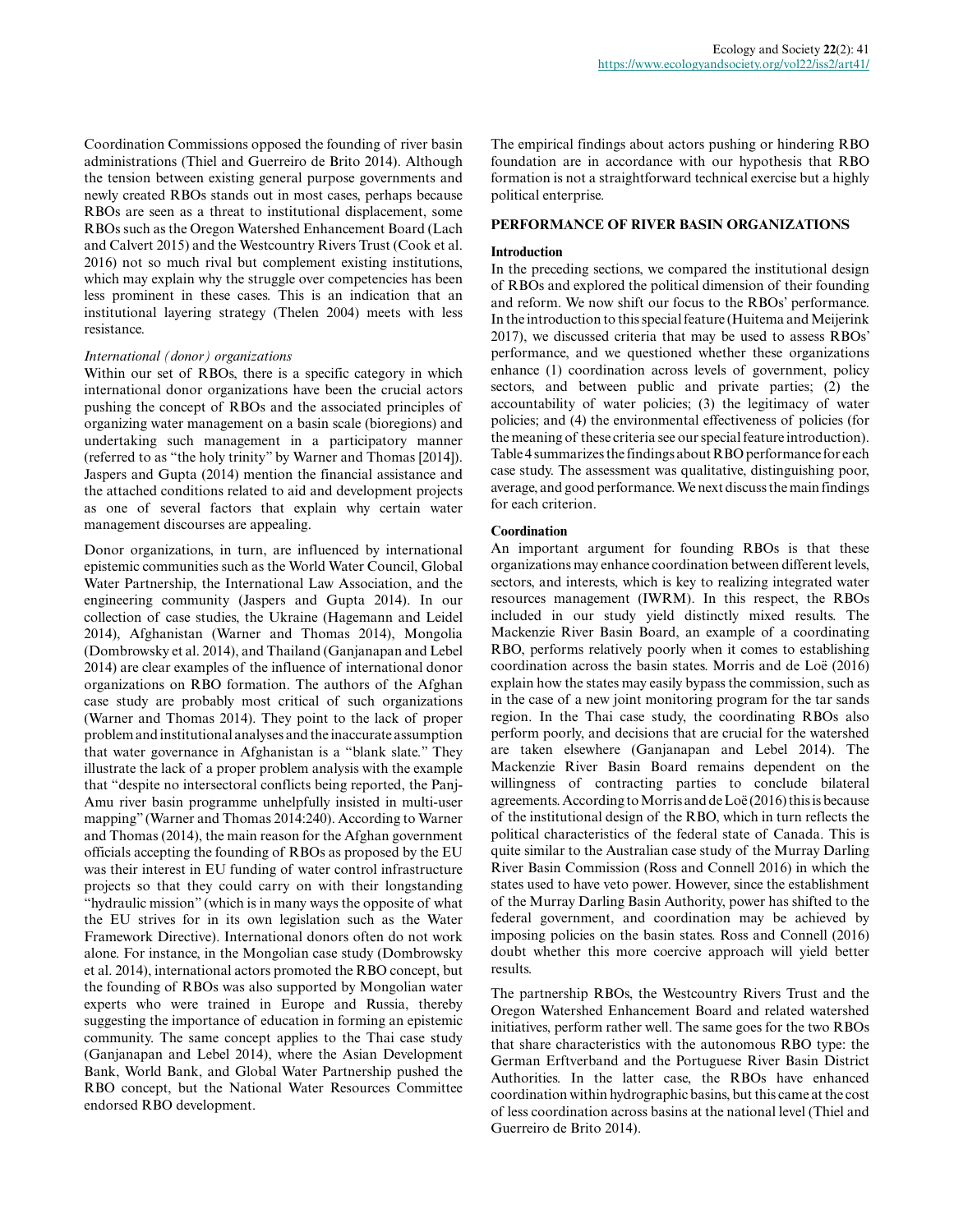Coordination Commissions opposed the founding of river basin administrations (Thiel and Guerreiro de Brito 2014). Although the tension between existing general purpose governments and newly created RBOs stands out in most cases, perhaps because RBOs are seen as a threat to institutional displacement, some RBOs such as the Oregon Watershed Enhancement Board (Lach and Calvert 2015) and the Westcountry Rivers Trust (Cook et al. 2016) not so much rival but complement existing institutions, which may explain why the struggle over competencies has been less prominent in these cases. This is an indication that an institutional layering strategy (Thelen 2004) meets with less resistance.

*International (donor) organizations*

Within our set of RBOs, there is a specific category in which international donor organizations have been the crucial actors pushing the concept of RBOs and the associated principles of organizing water management on a basin scale (bioregions) and undertaking such management in a participatory manner (referred to as "the holy trinity" by Warner and Thomas [2014]). Jaspers and Gupta (2014) mention the financial assistance and the attached conditions related to aid and development projects as one of several factors that explain why certain water management discourses are appealing.

Donor organizations, in turn, are influenced by international epistemic communities such as the World Water Council, Global Water Partnership, the International Law Association, and the engineering community (Jaspers and Gupta 2014). In our collection of case studies, the Ukraine (Hagemann and Leidel 2014), Afghanistan (Warner and Thomas 2014), Mongolia (Dombrowsky et al. 2014), and Thailand (Ganjanapan and Lebel 2014) are clear examples of the influence of international donor organizations on RBO formation. The authors of the Afghan case study are probably most critical of such organizations (Warner and Thomas 2014). They point to the lack of proper problem and institutional analyses and the inaccurate assumption that water governance in Afghanistan is a "blank slate." They illustrate the lack of a proper problem analysis with the example that "despite no intersectoral conflicts being reported, the Panj-Amu river basin programme unhelpfully insisted in multi-user mapping" (Warner and Thomas 2014:240). According to Warner and Thomas (2014), the main reason for the Afghan government officials accepting the founding of RBOs as proposed by the EU was their interest in EU funding of water control infrastructure projects so that they could carry on with their longstanding "hydraulic mission" (which is in many ways the opposite of what the EU strives for in its own legislation such as the Water Framework Directive). International donors often do not work alone. For instance, in the Mongolian case study (Dombrowsky et al. 2014), international actors promoted the RBO concept, but the founding of RBOs was also supported by Mongolian water experts who were trained in Europe and Russia, thereby suggesting the importance of education in forming an epistemic community. The same concept applies to the Thai case study (Ganjanapan and Lebel 2014), where the Asian Development Bank, World Bank, and Global Water Partnership pushed the RBO concept, but the National Water Resources Committee endorsed RBO development.

The empirical findings about actors pushing or hindering RBO foundation are in accordance with our hypothesis that RBO formation is not a straightforward technical exercise but a highly political enterprise.

## PERFORMANCE OF RIVER BASIN ORGANIZATIONS

### Introduction

In the preceding sections, we compared the institutional design of RBOs and explored the political dimension of their founding and reform. We now shift our focus to the RBOs' performance. In the introduction to this special feature (Huitema and Meijerink 2017), we discussed criteria that may be used to assess RBOs' performance, and we questioned whether these organizations enhance (1) coordination across levels of government, policy sectors, and between public and private parties; (2) the accountability of water policies; (3) the legitimacy of water policies; and (4) the environmental effectiveness of policies (for the meaning of these criteria see our special feature introduction). Table 4 summarizes the findings about RBO performance for each case study. The assessment was qualitative, distinguishing poor, average, and good performance. We next discuss the main findings for each criterion.

### Coordination

An important argument for founding RBOs is that these organizations may enhance coordination between different levels, sectors, and interests, which is key to realizing integrated water resources management (IWRM). In this respect, the RBOs included in our study yield distinctly mixed results. The Mackenzie River Basin Board, an example of a coordinating RBO, performs relatively poorly when it comes to establishing coordination across the basin states. Morris and de Loë (2016) explain how the states may easily bypass the commission, such as in the case of a new joint monitoring program for the tar sands region. In the Thai case study, the coordinating RBOs also perform poorly, and decisions that are crucial for the watershed are taken elsewhere (Ganjanapan and Lebel 2014). The Mackenzie River Basin Board remains dependent on the willingness of contracting parties to conclude bilateral agreements. According to Morris and de Loë (2016) this is because of the institutional design of the RBO, which in turn reflects the political characteristics of the federal state of Canada. This is quite similar to the Australian case study of the Murray Darling River Basin Commission (Ross and Connell 2016) in which the states used to have veto power. However, since the establishment of the Murray Darling Basin Authority, power has shifted to the federal government, and coordination may be achieved by imposing policies on the basin states. Ross and Connell (2016) doubt whether this more coercive approach will yield better results.

The partnership RBOs, the Westcountry Rivers Trust and the Oregon Watershed Enhancement Board and related watershed initiatives, perform rather well. The same goes for the two RBOs that share characteristics with the autonomous RBO type: the German Erftverband and the Portuguese River Basin District Authorities. In the latter case, the RBOs have enhanced coordination within hydrographic basins, but this came at the cost of less coordination across basins at the national level (Thiel and Guerreiro de Brito 2014).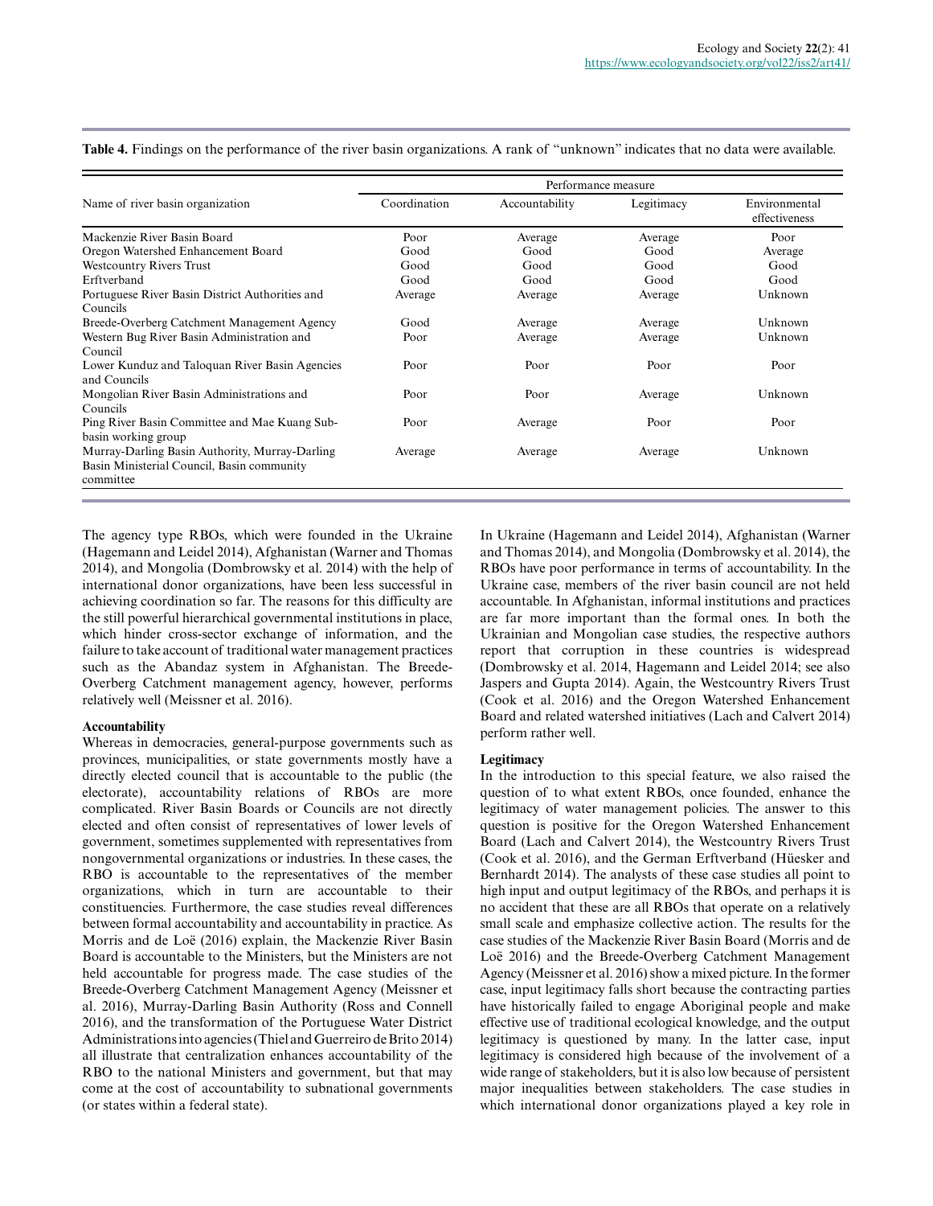**Table 4.** Findings on the performance of the river basin organizations. A rank of "unknown" indicates that no data were available.

| Name of river basin organization | Performance measure | | | |
|---|---|---|---|---|
| | Coordination | Accountability | Legitimacy | Environmental effectiveness |
| Mackenzie River Basin Board | Poor | Average | Average | Poor |
| Oregon Watershed Enhancement Board | Good | Good | Good | Average |
| Westcountry Rivers Trust | Good | Good | Good | Good |
| Erftverband | Good | Good | Good | Good |
| Portuguese River Basin District Authorities and Councils | Average | Average | Average | Unknown |
| Breede-Overberg Catchment Management Agency | Good | Average | Average | Unknown |
| Western Bug River Basin Administration and Council | Poor | Average | Average | Unknown |
| Lower Kunduz and Taloquan River Basin Agencies and Councils | Poor | Poor | Poor | Poor |
| Mongolian River Basin Administrations and Councils | Poor | Poor | Average | Unknown |
| Ping River Basin Committee and Mae Kuang Sub-basin working group | Poor | Average | Poor | Poor |
| Murray-Darling Basin Authority, Murray-Darling Basin Ministerial Council, Basin community committee | Average | Average | Average | Unknown |

The agency type RBOs, which were founded in the Ukraine (Hagemann and Leidel 2014), Afghanistan (Warner and Thomas 2014), and Mongolia (Dombrowsky et al. 2014) with the help of international donor organizations, have been less successful in achieving coordination so far. The reasons for this difficulty are the still powerful hierarchical governmental institutions in place, which hinder cross-sector exchange of information, and the failure to take account of traditional water management practices such as the Abandaz system in Afghanistan. The Breede-Overberg Catchment management agency, however, performs relatively well (Meissner et al. 2016).

### Accountability

Whereas in democracies, general-purpose governments such as provinces, municipalities, or state governments mostly have a directly elected council that is accountable to the public (the electorate), accountability relations of RBOs are more complicated. River Basin Boards or Councils are not directly elected and often consist of representatives of lower levels of government, sometimes supplemented with representatives from nongovernmental organizations or industries. In these cases, the RBO is accountable to the representatives of the member organizations, which in turn are accountable to their constituencies. Furthermore, the case studies reveal differences between formal accountability and accountability in practice. As Morris and de Loë (2016) explain, the Mackenzie River Basin Board is accountable to the Ministers, but the Ministers are not held accountable for progress made. The case studies of the Breede-Overberg Catchment Management Agency (Meissner et al. 2016), Murray-Darling Basin Authority (Ross and Connell 2016), and the transformation of the Portuguese Water District Administrations into agencies (Thiel and Guerreiro de Brito 2014) all illustrate that centralization enhances accountability of the RBO to the national Ministers and government, but that may come at the cost of accountability to subnational governments (or states within a federal state).

In Ukraine (Hagemann and Leidel 2014), Afghanistan (Warner and Thomas 2014), and Mongolia (Dombrowsky et al. 2014), the RBOs have poor performance in terms of accountability. In the Ukraine case, members of the river basin council are not held accountable. In Afghanistan, informal institutions and practices are far more important than the formal ones. In both the Ukrainian and Mongolian case studies, the respective authors report that corruption in these countries is widespread (Dombrowsky et al. 2014, Hagemann and Leidel 2014; see also Jaspers and Gupta 2014). Again, the Westcountry Rivers Trust (Cook et al. 2016) and the Oregon Watershed Enhancement Board and related watershed initiatives (Lach and Calvert 2014) perform rather well.

### Legitimacy

In the introduction to this special feature, we also raised the question of to what extent RBOs, once founded, enhance the legitimacy of water management policies. The answer to this question is positive for the Oregon Watershed Enhancement Board (Lach and Calvert 2014), the Westcountry Rivers Trust (Cook et al. 2016), and the German Erftverband (Hüesker and Bernhardt 2014). The analysts of these case studies all point to high input and output legitimacy of the RBOs, and perhaps it is no accident that these are all RBOs that operate on a relatively small scale and emphasize collective action. The results for the case studies of the Mackenzie River Basin Board (Morris and de Loë 2016) and the Breede-Overberg Catchment Management Agency (Meissner et al. 2016) show a mixed picture. In the former case, input legitimacy falls short because the contracting parties have historically failed to engage Aboriginal people and make effective use of traditional ecological knowledge, and the output legitimacy is questioned by many. In the latter case, input legitimacy is considered high because of the involvement of a wide range of stakeholders, but it is also low because of persistent major inequalities between stakeholders. The case studies in which international donor organizations played a key role in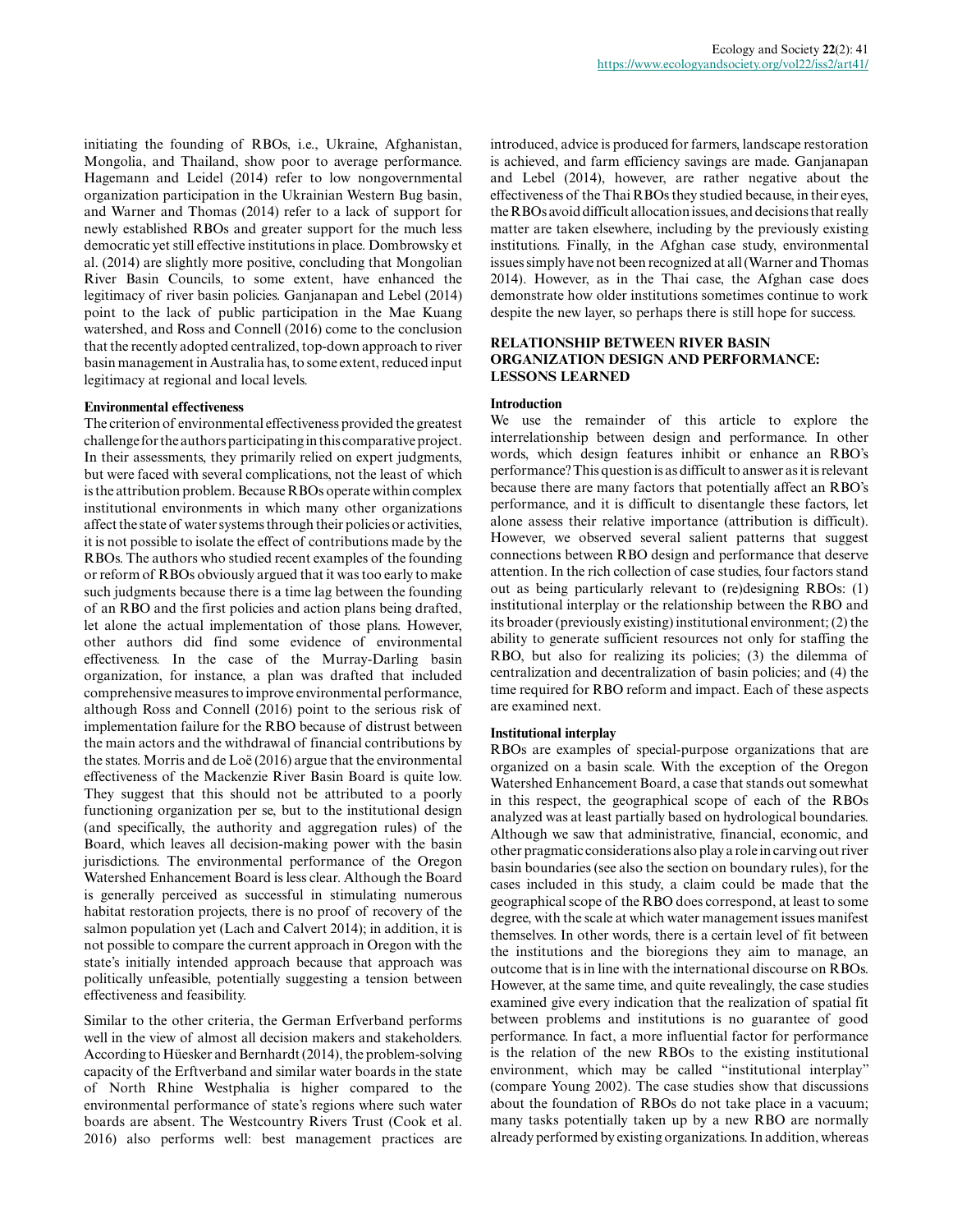initiating the founding of RBOs, i.e., Ukraine, Afghanistan, Mongolia, and Thailand, show poor to average performance. Hagemann and Leidel (2014) refer to low nongovernmental organization participation in the Ukrainian Western Bug basin, and Warner and Thomas (2014) refer to a lack of support for newly established RBOs and greater support for the much less democratic yet still effective institutions in place. Dombrowsky et al. (2014) are slightly more positive, concluding that Mongolian River Basin Councils, to some extent, have enhanced the legitimacy of river basin policies. Ganjanapan and Lebel (2014) point to the lack of public participation in the Mae Kuang watershed, and Ross and Connell (2016) come to the conclusion that the recently adopted centralized, top-down approach to river basin management in Australia has, to some extent, reduced input legitimacy at regional and local levels.

### Environmental effectiveness

The criterion of environmental effectiveness provided the greatest challenge for the authors participating in this comparative project. In their assessments, they primarily relied on expert judgments, but were faced with several complications, not the least of which is the attribution problem. Because RBOs operate within complex institutional environments in which many other organizations affect the state of water systems through their policies or activities, it is not possible to isolate the effect of contributions made by the RBOs. The authors who studied recent examples of the founding or reform of RBOs obviously argued that it was too early to make such judgments because there is a time lag between the founding of an RBO and the first policies and action plans being drafted, let alone the actual implementation of those plans. However, other authors did find some evidence of environmental effectiveness. In the case of the Murray-Darling basin organization, for instance, a plan was drafted that included comprehensive measures to improve environmental performance, although Ross and Connell (2016) point to the serious risk of implementation failure for the RBO because of distrust between the main actors and the withdrawal of financial contributions by the states. Morris and de Loë (2016) argue that the environmental effectiveness of the Mackenzie River Basin Board is quite low. They suggest that this should not be attributed to a poorly functioning organization per se, but to the institutional design (and specifically, the authority and aggregation rules) of the Board, which leaves all decision-making power with the basin jurisdictions. The environmental performance of the Oregon Watershed Enhancement Board is less clear. Although the Board is generally perceived as successful in stimulating numerous habitat restoration projects, there is no proof of recovery of the salmon population yet (Lach and Calvert 2014); in addition, it is not possible to compare the current approach in Oregon with the state's initially intended approach because that approach was politically unfeasible, potentially suggesting a tension between effectiveness and feasibility.

Similar to the other criteria, the German Erfverband performs well in the view of almost all decision makers and stakeholders. According to Hüesker and Bernhardt (2014), the problem-solving capacity of the Erftverband and similar water boards in the state of North Rhine Westphalia is higher compared to the environmental performance of state's regions where such water boards are absent. The Westcountry Rivers Trust (Cook et al. 2016) also performs well: best management practices are introduced, advice is produced for farmers, landscape restoration is achieved, and farm efficiency savings are made. Ganjanapan and Lebel (2014), however, are rather negative about the effectiveness of the Thai RBOs they studied because, in their eyes, the RBOs avoid difficult allocation issues, and decisions that really matter are taken elsewhere, including by the previously existing institutions. Finally, in the Afghan case study, environmental issues simply have not been recognized at all (Warner and Thomas 2014). However, as in the Thai case, the Afghan case does demonstrate how older institutions sometimes continue to work despite the new layer, so perhaps there is still hope for success.

## RELATIONSHIP BETWEEN RIVER BASIN ORGANIZATION DESIGN AND PERFORMANCE: LESSONS LEARNED

### Introduction

We use the remainder of this article to explore the interrelationship between design and performance. In other words, which design features inhibit or enhance an RBO's performance? This question is as difficult to answer as it is relevant because there are many factors that potentially affect an RBO's performance, and it is difficult to disentangle these factors, let alone assess their relative importance (attribution is difficult). However, we observed several salient patterns that suggest connections between RBO design and performance that deserve attention. In the rich collection of case studies, four factors stand out as being particularly relevant to (re)designing RBOs: (1) institutional interplay or the relationship between the RBO and its broader (previously existing) institutional environment; (2) the ability to generate sufficient resources not only for staffing the RBO, but also for realizing its policies; (3) the dilemma of centralization and decentralization of basin policies; and (4) the time required for RBO reform and impact. Each of these aspects are examined next.

### Institutional interplay

RBOs are examples of special-purpose organizations that are organized on a basin scale. With the exception of the Oregon Watershed Enhancement Board, a case that stands out somewhat in this respect, the geographical scope of each of the RBOs analyzed was at least partially based on hydrological boundaries. Although we saw that administrative, financial, economic, and other pragmatic considerations also play a role in carving out river basin boundaries (see also the section on boundary rules), for the cases included in this study, a claim could be made that the geographical scope of the RBO does correspond, at least to some degree, with the scale at which water management issues manifest themselves. In other words, there is a certain level of fit between the institutions and the bioregions they aim to manage, an outcome that is in line with the international discourse on RBOs. However, at the same time, and quite revealingly, the case studies examined give every indication that the realization of spatial fit between problems and institutions is no guarantee of good performance. In fact, a more influential factor for performance is the relation of the new RBOs to the existing institutional environment, which may be called "institutional interplay" (compare Young 2002). The case studies show that discussions about the foundation of RBOs do not take place in a vacuum; many tasks potentially taken up by a new RBO are normally already performed by existing organizations. In addition, whereas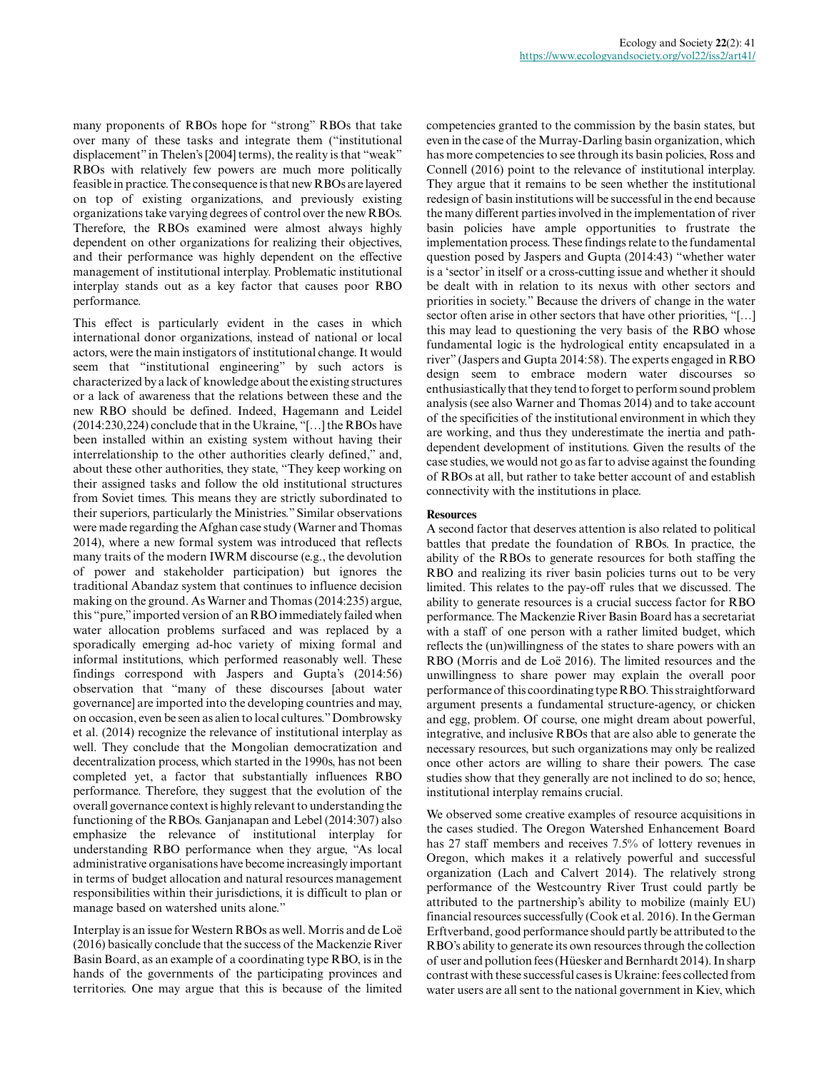many proponents of RBOs hope for "strong" RBOs that take over many of these tasks and integrate them ("institutional displacement" in Thelen's [2004] terms), the reality is that "weak" RBOs with relatively few powers are much more politically feasible in practice. The consequence is that new RBOs are layered on top of existing organizations, and previously existing organizations take varying degrees of control over the new RBOs. Therefore, the RBOs examined were almost always highly dependent on other organizations for realizing their objectives, and their performance was highly dependent on the effective management of institutional interplay. Problematic institutional interplay stands out as a key factor that causes poor RBO performance.

This effect is particularly evident in the cases in which international donor organizations, instead of national or local actors, were the main instigators of institutional change. It would seem that "institutional engineering" by such actors is characterized by a lack of knowledge about the existing structures or a lack of awareness that the relations between these and the new RBO should be defined. Indeed, Hagemann and Leidel (2014:230,224) conclude that in the Ukraine, "[…] the RBOs have been installed within an existing system without having their interrelationship to the other authorities clearly defined," and, about these other authorities, they state, "They keep working on their assigned tasks and follow the old institutional structures from Soviet times. This means they are strictly subordinated to their superiors, particularly the Ministries." Similar observations were made regarding the Afghan case study (Warner and Thomas 2014), where a new formal system was introduced that reflects many traits of the modern IWRM discourse (e.g., the devolution of power and stakeholder participation) but ignores the traditional Abandaz system that continues to influence decision making on the ground. As Warner and Thomas (2014:235) argue, this "pure," imported version of an RBO immediately failed when water allocation problems surfaced and was replaced by a sporadically emerging ad-hoc variety of mixing formal and informal institutions, which performed reasonably well. These findings correspond with Jaspers and Gupta's (2014:56) observation that "many of these discourses [about water governance] are imported into the developing countries and may, on occasion, even be seen as alien to local cultures." Dombrowsky et al. (2014) recognize the relevance of institutional interplay as well. They conclude that the Mongolian democratization and decentralization process, which started in the 1990s, has not been completed yet, a factor that substantially influences RBO performance. Therefore, they suggest that the evolution of the overall governance context is highly relevant to understanding the functioning of the RBOs. Ganjanapan and Lebel (2014:307) also emphasize the relevance of institutional interplay for understanding RBO performance when they argue, "As local administrative organisations have become increasingly important in terms of budget allocation and natural resources management responsibilities within their jurisdictions, it is difficult to plan or manage based on watershed units alone."

Interplay is an issue for Western RBOs as well. Morris and de Loë (2016) basically conclude that the success of the Mackenzie River Basin Board, as an example of a coordinating type RBO, is in the hands of the governments of the participating provinces and territories. One may argue that this is because of the limited competencies granted to the commission by the basin states, but even in the case of the Murray-Darling basin organization, which has more competencies to see through its basin policies, Ross and Connell (2016) point to the relevance of institutional interplay. They argue that it remains to be seen whether the institutional redesign of basin institutions will be successful in the end because the many different parties involved in the implementation of river basin policies have ample opportunities to frustrate the implementation process. These findings relate to the fundamental question posed by Jaspers and Gupta (2014:43) "whether water is a 'sector' in itself or a cross-cutting issue and whether it should be dealt with in relation to its nexus with other sectors and priorities in society." Because the drivers of change in the water sector often arise in other sectors that have other priorities, "[…] this may lead to questioning the very basis of the RBO whose fundamental logic is the hydrological entity encapsulated in a river" (Jaspers and Gupta 2014:58). The experts engaged in RBO design seem to embrace modern water discourses so enthusiastically that they tend to forget to perform sound problem analysis (see also Warner and Thomas 2014) and to take account of the specificities of the institutional environment in which they are working, and thus they underestimate the inertia and path-dependent development of institutions. Given the results of the case studies, we would not go as far to advise against the founding of RBOs at all, but rather to take better account of and establish connectivity with the institutions in place.

#### Resources

A second factor that deserves attention is also related to political battles that predate the foundation of RBOs. In practice, the ability of the RBOs to generate resources for both staffing the RBO and realizing its river basin policies turns out to be very limited. This relates to the pay-off rules that we discussed. The ability to generate resources is a crucial success factor for RBO performance. The Mackenzie River Basin Board has a secretariat with a staff of one person with a rather limited budget, which reflects the (un)willingness of the states to share powers with an RBO (Morris and de Loë 2016). The limited resources and the unwillingness to share power may explain the overall poor performance of this coordinating type RBO. This straightforward argument presents a fundamental structure-agency, or chicken and egg, problem. Of course, one might dream about powerful, integrative, and inclusive RBOs that are also able to generate the necessary resources, but such organizations may only be realized once other actors are willing to share their powers. The case studies show that they generally are not inclined to do so; hence, institutional interplay remains crucial.

We observed some creative examples of resource acquisitions in the cases studied. The Oregon Watershed Enhancement Board has 27 staff members and receives 7.5% of lottery revenues in Oregon, which makes it a relatively powerful and successful organization (Lach and Calvert 2014). The relatively strong performance of the Westcountry River Trust could partly be attributed to the partnership's ability to mobilize (mainly EU) financial resources successfully (Cook et al. 2016). In the German Erftverband, good performance should partly be attributed to the RBO's ability to generate its own resources through the collection of user and pollution fees (Hüesker and Bernhardt 2014). In sharp contrast with these successful cases is Ukraine: fees collected from water users are all sent to the national government in Kiev, which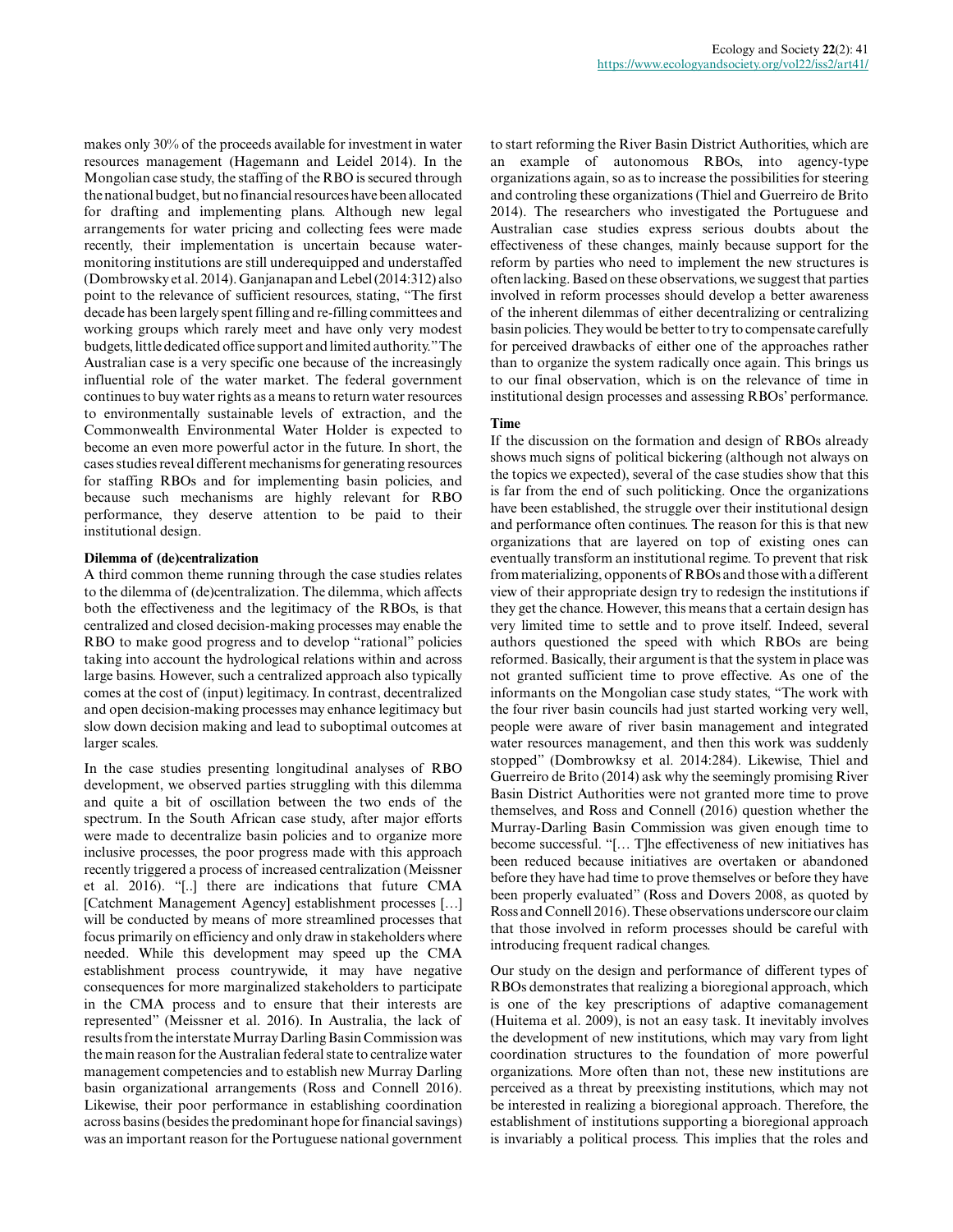makes only 30% of the proceeds available for investment in water resources management (Hagemann and Leidel 2014). In the Mongolian case study, the staffing of the RBO is secured through the national budget, but no financial resources have been allocated for drafting and implementing plans. Although new legal arrangements for water pricing and collecting fees were made recently, their implementation is uncertain because water-monitoring institutions are still underequipped and understaffed (Dombrowsky et al. 2014). Ganjanapan and Lebel (2014:312) also point to the relevance of sufficient resources, stating, "The first decade has been largely spent filling and re-filling committees and working groups which rarely meet and have only very modest budgets, little dedicated office support and limited authority." The Australian case is a very specific one because of the increasingly influential role of the water market. The federal government continues to buy water rights as a means to return water resources to environmentally sustainable levels of extraction, and the Commonwealth Environmental Water Holder is expected to become an even more powerful actor in the future. In short, the cases studies reveal different mechanisms for generating resources for staffing RBOs and for implementing basin policies, and because such mechanisms are highly relevant for RBO performance, they deserve attention to be paid to their institutional design.

#### Dilemma of (de)centralization

A third common theme running through the case studies relates to the dilemma of (de)centralization. The dilemma, which affects both the effectiveness and the legitimacy of the RBOs, is that centralized and closed decision-making processes may enable the RBO to make good progress and to develop "rational" policies taking into account the hydrological relations within and across large basins. However, such a centralized approach also typically comes at the cost of (input) legitimacy. In contrast, decentralized and open decision-making processes may enhance legitimacy but slow down decision making and lead to suboptimal outcomes at larger scales.

In the case studies presenting longitudinal analyses of RBO development, we observed parties struggling with this dilemma and quite a bit of oscillation between the two ends of the spectrum. In the South African case study, after major efforts were made to decentralize basin policies and to organize more inclusive processes, the poor progress made with this approach recently triggered a process of increased centralization (Meissner et al. 2016). "[..] there are indications that future CMA [Catchment Management Agency] establishment processes […] will be conducted by means of more streamlined processes that focus primarily on efficiency and only draw in stakeholders where needed. While this development may speed up the CMA establishment process countrywide, it may have negative consequences for more marginalized stakeholders to participate in the CMA process and to ensure that their interests are represented" (Meissner et al. 2016). In Australia, the lack of results from the interstate Murray Darling Basin Commission was the main reason for the Australian federal state to centralize water management competencies and to establish new Murray Darling basin organizational arrangements (Ross and Connell 2016). Likewise, their poor performance in establishing coordination across basins (besides the predominant hope for financial savings) was an important reason for the Portuguese national government to start reforming the River Basin District Authorities, which are an example of autonomous RBOs, into agency-type organizations again, so as to increase the possibilities for steering and controling these organizations (Thiel and Guerreiro de Brito 2014). The researchers who investigated the Portuguese and Australian case studies express serious doubts about the effectiveness of these changes, mainly because support for the reform by parties who need to implement the new structures is often lacking. Based on these observations, we suggest that parties involved in reform processes should develop a better awareness of the inherent dilemmas of either decentralizing or centralizing basin policies. They would be better to try to compensate carefully for perceived drawbacks of either one of the approaches rather than to organize the system radically once again. This brings us to our final observation, which is on the relevance of time in institutional design processes and assessing RBOs' performance.

#### Time

If the discussion on the formation and design of RBOs already shows much signs of political bickering (although not always on the topics we expected), several of the case studies show that this is far from the end of such politicking. Once the organizations have been established, the struggle over their institutional design and performance often continues. The reason for this is that new organizations that are layered on top of existing ones can eventually transform an institutional regime. To prevent that risk from materializing, opponents of RBOs and those with a different view of their appropriate design try to redesign the institutions if they get the chance. However, this means that a certain design has very limited time to settle and to prove itself. Indeed, several authors questioned the speed with which RBOs are being reformed. Basically, their argument is that the system in place was not granted sufficient time to prove effective. As one of the informants on the Mongolian case study states, "The work with the four river basin councils had just started working very well, people were aware of river basin management and integrated water resources management, and then this work was suddenly stopped" (Dombrowksy et al. 2014:284). Likewise, Thiel and Guerreiro de Brito (2014) ask why the seemingly promising River Basin District Authorities were not granted more time to prove themselves, and Ross and Connell (2016) question whether the Murray-Darling Basin Commission was given enough time to become successful. "[… T]he effectiveness of new initiatives has been reduced because initiatives are overtaken or abandoned before they have had time to prove themselves or before they have been properly evaluated" (Ross and Dovers 2008, as quoted by Ross and Connell 2016). These observations underscore our claim that those involved in reform processes should be careful with introducing frequent radical changes.

Our study on the design and performance of different types of RBOs demonstrates that realizing a bioregional approach, which is one of the key prescriptions of adaptive comanagement (Huitema et al. 2009), is not an easy task. It inevitably involves the development of new institutions, which may vary from light coordination structures to the foundation of more powerful organizations. More often than not, these new institutions are perceived as a threat by preexisting institutions, which may not be interested in realizing a bioregional approach. Therefore, the establishment of institutions supporting a bioregional approach is invariably a political process. This implies that the roles and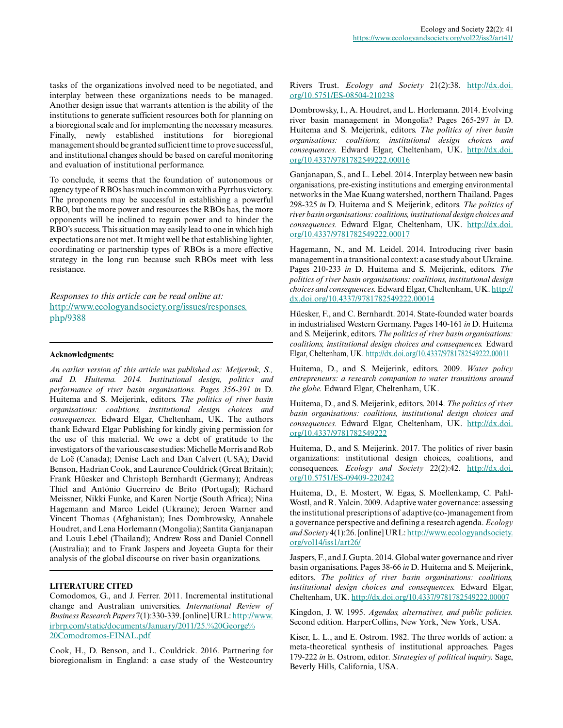tasks of the organizations involved need to be negotiated, and interplay between these organizations needs to be managed. Another design issue that warrants attention is the ability of the institutions to generate sufficient resources both for planning on a bioregional scale and for implementing the necessary measures. Finally, newly established institutions for bioregional management should be granted sufficient time to prove successful, and institutional changes should be based on careful monitoring and evaluation of institutional performance.

To conclude, it seems that the foundation of autonomous or agency type of RBOs has much in common with a Pyrrhus victory. The proponents may be successful in establishing a powerful RBO, but the more power and resources the RBOs has, the more opponents will be inclined to regain power and to hinder the RBO's success. This situation may easily lead to one in which high expectations are not met. It might well be that establishing lighter, coordinating or partnership types of RBOs is a more effective strategy in the long run because such RBOs meet with less resistance.

*Responses to this article can be read online at:*
http://www.ecologyandsociety.org/issues/responses.php/9388

**Acknowledgments:**

*An earlier version of this article was published as: Meijerink, S., and D. Huitema. 2014. Institutional design, politics and performance of river basin organisations. Pages 356-391 in* D. Huitema and S. Meijerink, editors. *The politics of river basin organisations: coalitions, institutional design choices and consequences.* Edward Elgar, Cheltenham, UK. The authors thank Edward Elgar Publishing for kindly giving permission for the use of this material. We owe a debt of gratitude to the investigators of the various case studies: Michelle Morris and Rob de Loë (Canada); Denise Lach and Dan Calvert (USA); David Benson, Hadrian Cook, and Laurence Couldrick (Great Britain); Frank Hüesker and Christoph Bernhardt (Germany); Andreas Thiel and António Guerreiro de Brito (Portugal); Richard Meissner, Nikki Funke, and Karen Nortje (South Africa); Nina Hagemann and Marco Leidel (Ukraine); Jeroen Warner and Vincent Thomas (Afghanistan); Ines Dombrowsky, Annabele Houdret, and Lena Horlemann (Mongolia); Santita Ganjanapan and Louis Lebel (Thailand); Andrew Ross and Daniel Connell (Australia); and to Frank Jaspers and Joyeeta Gupta for their analysis of the global discourse on river basin organizations.

## LITERATURE CITED

Comodomos, G., and J. Ferrer. 2011. Incremental institutional change and Australian universities. *International Review of Business Research Papers* 7(1):330-339. [online] URL: http://www.irbrp.com/static/documents/January/2011/25.%20George%20Comodromos-FINAL.pdf

Cook, H., D. Benson, and L. Couldrick. 2016. Partnering for bioregionalism in England: a case study of the Westcountry Rivers Trust. *Ecology and Society* 21(2):38. http://dx.doi.org/10.5751/ES-08504-210238

Dombrowsky, I., A. Houdret, and L. Horlemann. 2014. Evolving river basin management in Mongolia? Pages 265-297 *in* D. Huitema and S. Meijerink, editors. *The politics of river basin organisations: coalitions, institutional design choices and consequences.* Edward Elgar, Cheltenham, UK. http://dx.doi.org/10.4337/9781782549222.00016

Ganjanapan, S., and L. Lebel. 2014. Interplay between new basin organisations, pre-existing institutions and emerging environmental networks in the Mae Kuang watershed, northern Thailand. Pages 298-325 *in* D. Huitema and S. Meijerink, editors. *The politics of river basin organisations: coalitions, institutional design choices and consequences.* Edward Elgar, Cheltenham, UK. http://dx.doi.org/10.4337/9781782549222.00017

Hagemann, N., and M. Leidel. 2014. Introducing river basin management in a transitional context: a case study about Ukraine. Pages 210-233 *in* D. Huitema and S. Meijerink, editors. *The politics of river basin organisations: coalitions, institutional design choices and consequences.* Edward Elgar, Cheltenham, UK. http://dx.doi.org/10.4337/9781782549222.00014

Hüesker, F., and C. Bernhardt. 2014. State-founded water boards in industrialised Western Germany. Pages 140-161 *in* D. Huitema and S. Meijerink, editors. *The politics of river basin organisations: coalitions, institutional design choices and consequences.* Edward Elgar, Cheltenham, UK. http://dx.doi.org/10.4337/9781782549222.00011

Huitema, D., and S. Meijerink, editors. 2009. *Water policy entrepreneurs: a research companion to water transitions around the globe.* Edward Elgar, Cheltenham, UK.

Huitema, D., and S. Meijerink, editors. 2014. *The politics of river basin organisations: coalitions, institutional design choices and consequences.* Edward Elgar, Cheltenham, UK. http://dx.doi.org/10.4337/9781782549222

Huitema, D., and S. Meijerink. 2017. The politics of river basin organizations: institutional design choices, coalitions, and consequences. *Ecology and Society* 22(2):42. http://dx.doi.org/10.5751/ES-09409-220242

Huitema, D., E. Mostert, W. Egas, S. Moellenkamp, C. Pahl-Wostl, and R. Yalcin. 2009. Adaptive water governance: assessing the institutional prescriptions of adaptive (co-)management from a governance perspective and defining a research agenda. *Ecology and Society* 4(1):26. [online] URL: http://www.ecologyandsociety.org/vol14/iss1/art26/

Jaspers, F., and J. Gupta. 2014. Global water governance and river basin organisations. Pages 38-66 *in* D. Huitema and S. Meijerink, editors. *The politics of river basin organisations: coalitions, institutional design choices and consequences.* Edward Elgar, Cheltenham, UK. http://dx.doi.org/10.4337/9781782549222.00007

Kingdon, J. W. 1995. *Agendas, alternatives, and public policies.* Second edition. HarperCollins, New York, New York, USA.

Kiser, L. L., and E. Ostrom. 1982. The three worlds of action: a meta-theoretical synthesis of institutional approaches. Pages 179-222 *in* E. Ostrom, editor. *Strategies of political inquiry.* Sage, Beverly Hills, California, USA.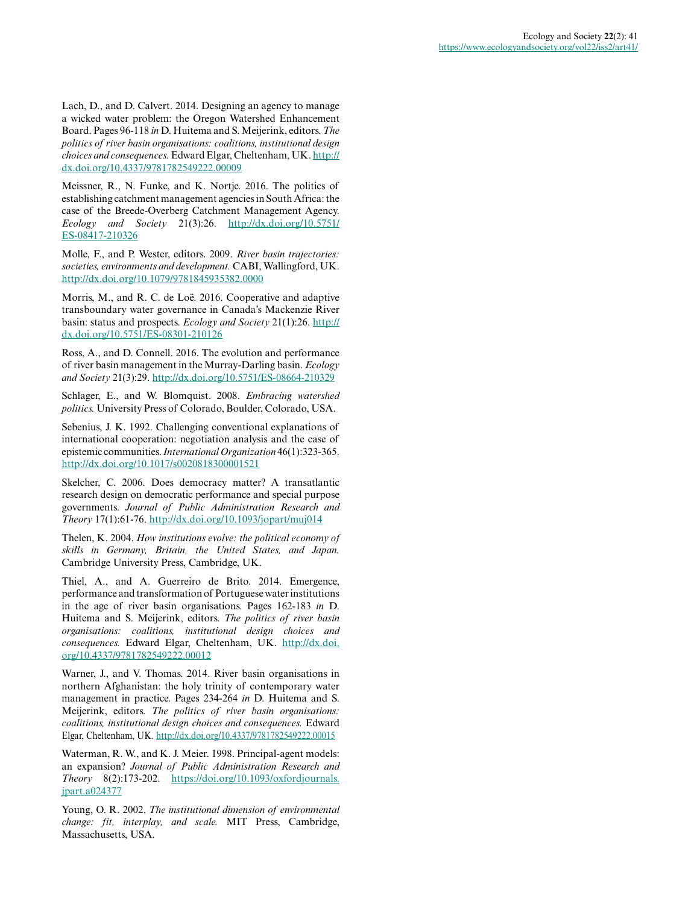Lach, D., and D. Calvert. 2014. Designing an agency to manage a wicked water problem: the Oregon Watershed Enhancement Board. Pages 96-118 *in* D. Huitema and S. Meijerink, editors. *The politics of river basin organisations: coalitions, institutional design choices and consequences.* Edward Elgar, Cheltenham, UK. http://dx.doi.org/10.4337/9781782549222.00009

Meissner, R., N. Funke, and K. Nortje. 2016. The politics of establishing catchment management agencies in South Africa: the case of the Breede-Overberg Catchment Management Agency. *Ecology and Society* 21(3):26. http://dx.doi.org/10.5751/ES-08417-210326

Molle, F., and P. Wester, editors. 2009. *River basin trajectories: societies, environments and development.* CABI, Wallingford, UK. http://dx.doi.org/10.1079/9781845935382.0000

Morris, M., and R. C. de Loë. 2016. Cooperative and adaptive transboundary water governance in Canada's Mackenzie River basin: status and prospects. *Ecology and Society* 21(1):26. http://dx.doi.org/10.5751/ES-08301-210126

Ross, A., and D. Connell. 2016. The evolution and performance of river basin management in the Murray-Darling basin. *Ecology and Society* 21(3):29. http://dx.doi.org/10.5751/ES-08664-210329

Schlager, E., and W. Blomquist. 2008. *Embracing watershed politics.* University Press of Colorado, Boulder, Colorado, USA.

Sebenius, J. K. 1992. Challenging conventional explanations of international cooperation: negotiation analysis and the case of epistemic communities. *International Organization* 46(1):323-365. http://dx.doi.org/10.1017/s0020818300001521

Skelcher, C. 2006. Does democracy matter? A transatlantic research design on democratic performance and special purpose governments. *Journal of Public Administration Research and Theory* 17(1):61-76. http://dx.doi.org/10.1093/jopart/muj014

Thelen, K. 2004. *How institutions evolve: the political economy of skills in Germany, Britain, the United States, and Japan.* Cambridge University Press, Cambridge, UK.

Thiel, A., and A. Guerreiro de Brito. 2014. Emergence, performance and transformation of Portuguese water institutions in the age of river basin organisations. Pages 162-183 *in* D. Huitema and S. Meijerink, editors. *The politics of river basin organisations: coalitions, institutional design choices and consequences.* Edward Elgar, Cheltenham, UK. http://dx.doi.org/10.4337/9781782549222.00012

Warner, J., and V. Thomas. 2014. River basin organisations in northern Afghanistan: the holy trinity of contemporary water management in practice. Pages 234-264 *in* D. Huitema and S. Meijerink, editors. *The politics of river basin organisations: coalitions, institutional design choices and consequences.* Edward Elgar, Cheltenham, UK. http://dx.doi.org/10.4337/9781782549222.00015

Waterman, R. W., and K. J. Meier. 1998. Principal-agent models: an expansion? *Journal of Public Administration Research and Theory* 8(2):173-202. https://doi.org/10.1093/oxfordjournals.jpart.a024377

Young, O. R. 2002. *The institutional dimension of environmental change: fit, interplay, and scale.* MIT Press, Cambridge, Massachusetts, USA.